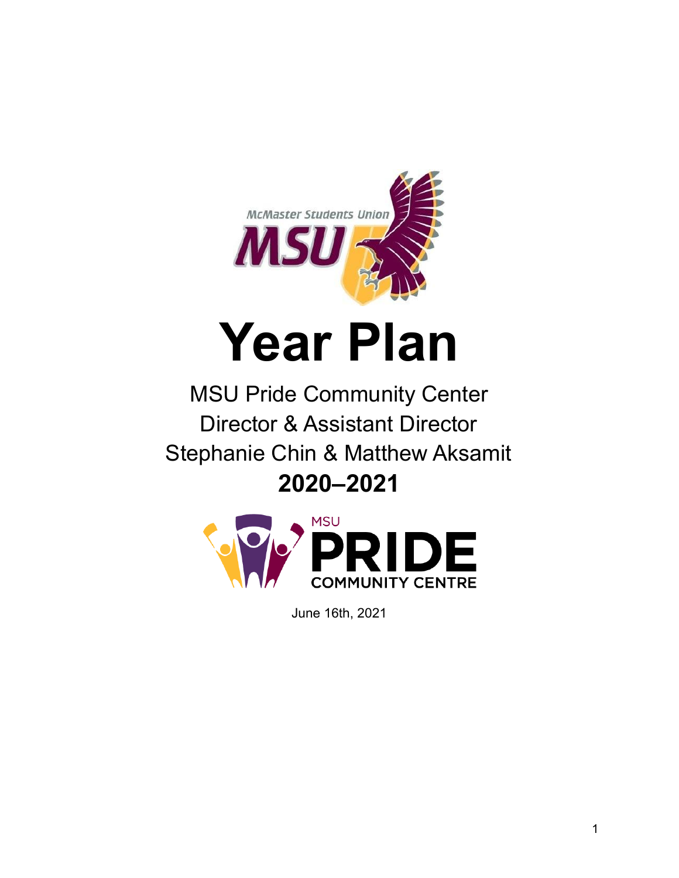# Year Plan

MSU Pride Community Center
Director & Assistant Director
Stephanie Chin & Matthew Aksamit

**2020–2021**

June 16th, 2021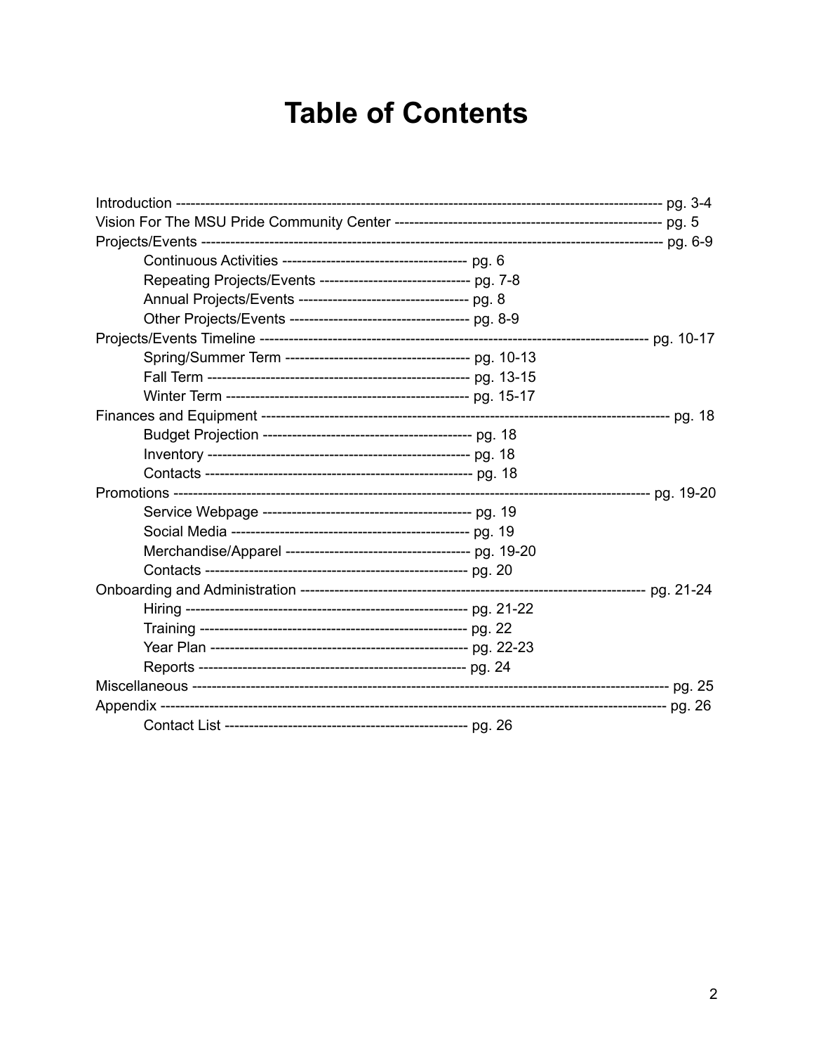# Table of Contents

Introduction ---------------------------------------------------------------------------------------------------- pg. 3-4
Vision For The MSU Pride Community Center ------------------------------------------------------ pg. 5
Projects/Events -------------------------------------------------------------------------------------------------- pg. 6-9
- Continuous Activities -------------------------------------- pg. 6
- Repeating Projects/Events ------------------------------- pg. 7-8
- Annual Projects/Events ----------------------------------- pg. 8
- Other Projects/Events ------------------------------------- pg. 8-9

Projects/Events Timeline ---------------------------------------------------------------------------------- pg. 10-17
- Spring/Summer Term -------------------------------------- pg. 10-13
- Fall Term ------------------------------------------------------- pg. 13-15
- Winter Term ---------------------------------------------------- pg. 15-17

Finances and Equipment --------------------------------------------------------------------------------------- pg. 18
- Budget Projection -------------------------------------------- pg. 18
- Inventory -------------------------------------------------------- pg. 18
- Contacts --------------------------------------------------------- pg. 18

Promotions --------------------------------------------------------------------------------------------------- pg. 19-20
- Service Webpage --------------------------------------------- pg. 19
- Social Media -------------------------------------------------- pg. 19
- Merchandise/Apparel -------------------------------------- pg. 19-20
- Contacts --------------------------------------------------------- pg. 20

Onboarding and Administration ------------------------------------------------------------------------- pg. 21-24
- Hiring ----------------------------------------------------------- pg. 21-22
- Training ---------------------------------------------------------- pg. 22
- Year Plan -------------------------------------------------------- pg. 22-23
- Reports ----------------------------------------------------------- pg. 24

Miscellaneous ---------------------------------------------------------------------------------------------------- pg. 25
Appendix --------------------------------------------------------------------------------------------------------- pg. 26
- Contact List ---------------------------------------------------- pg. 26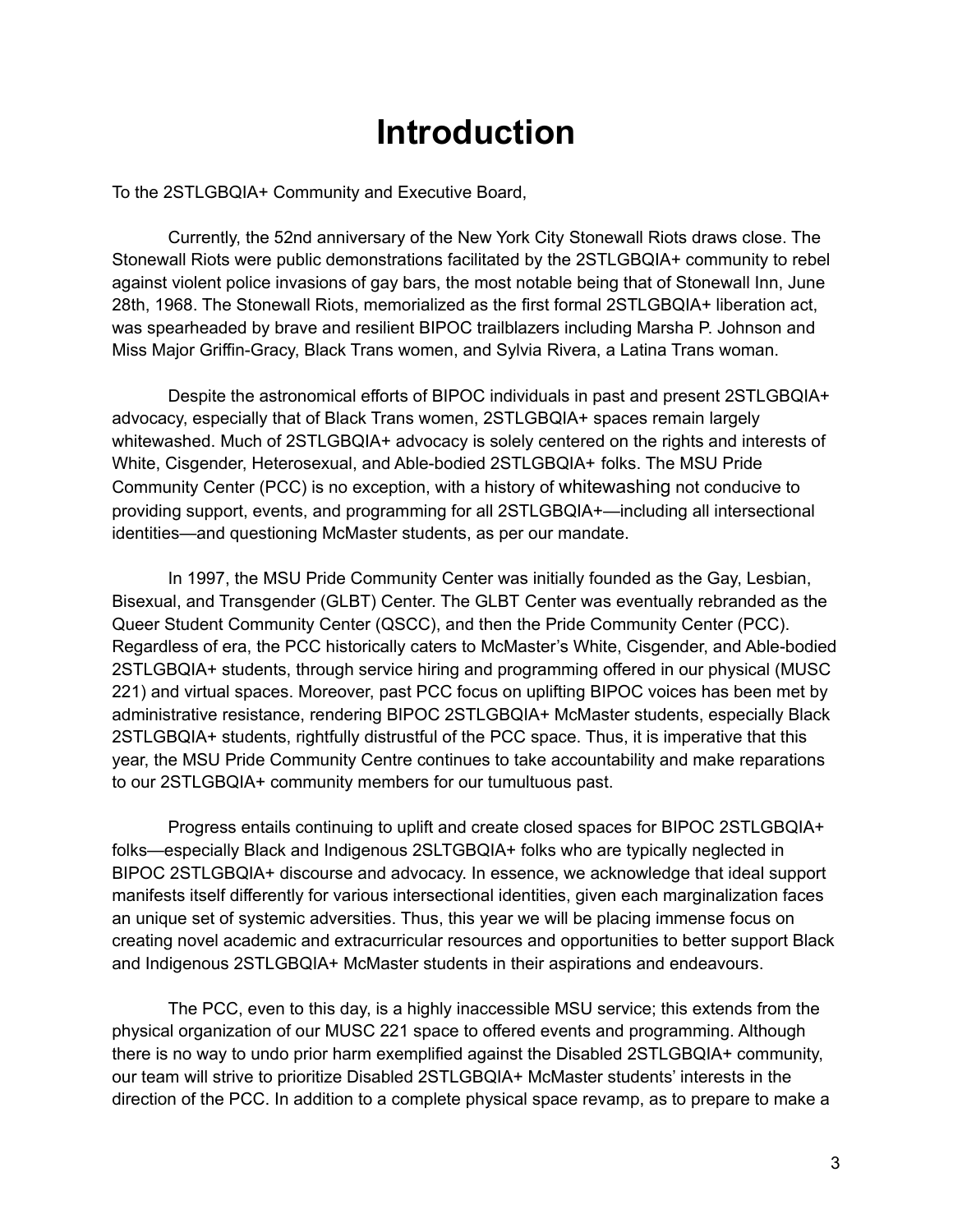# Introduction

To the 2STLGBQIA+ Community and Executive Board,

Currently, the 52nd anniversary of the New York City Stonewall Riots draws close. The Stonewall Riots were public demonstrations facilitated by the 2STLGBQIA+ community to rebel against violent police invasions of gay bars, the most notable being that of Stonewall Inn, June 28th, 1968. The Stonewall Riots, memorialized as the first formal 2STLGBQIA+ liberation act, was spearheaded by brave and resilient BIPOC trailblazers including Marsha P. Johnson and Miss Major Griffin-Gracy, Black Trans women, and Sylvia Rivera, a Latina Trans woman.

Despite the astronomical efforts of BIPOC individuals in past and present 2STLGBQIA+ advocacy, especially that of Black Trans women, 2STLGBQIA+ spaces remain largely whitewashed. Much of 2STLGBQIA+ advocacy is solely centered on the rights and interests of White, Cisgender, Heterosexual, and Able-bodied 2STLGBQIA+ folks. The MSU Pride Community Center (PCC) is no exception, with a history of whitewashing not conducive to providing support, events, and programming for all 2STLGBQIA+—including all intersectional identities—and questioning McMaster students, as per our mandate.

In 1997, the MSU Pride Community Center was initially founded as the Gay, Lesbian, Bisexual, and Transgender (GLBT) Center. The GLBT Center was eventually rebranded as the Queer Student Community Center (QSCC), and then the Pride Community Center (PCC). Regardless of era, the PCC historically caters to McMaster's White, Cisgender, and Able-bodied 2STLGBQIA+ students, through service hiring and programming offered in our physical (MUSC 221) and virtual spaces. Moreover, past PCC focus on uplifting BIPOC voices has been met by administrative resistance, rendering BIPOC 2STLGBQIA+ McMaster students, especially Black 2STLGBQIA+ students, rightfully distrustful of the PCC space. Thus, it is imperative that this year, the MSU Pride Community Centre continues to take accountability and make reparations to our 2STLGBQIA+ community members for our tumultuous past.

Progress entails continuing to uplift and create closed spaces for BIPOC 2STLGBQIA+ folks—especially Black and Indigenous 2SLTGBQIA+ folks who are typically neglected in BIPOC 2STLGBQIA+ discourse and advocacy. In essence, we acknowledge that ideal support manifests itself differently for various intersectional identities, given each marginalization faces an unique set of systemic adversities. Thus, this year we will be placing immense focus on creating novel academic and extracurricular resources and opportunities to better support Black and Indigenous 2STLGBQIA+ McMaster students in their aspirations and endeavours.

The PCC, even to this day, is a highly inaccessible MSU service; this extends from the physical organization of our MUSC 221 space to offered events and programming. Although there is no way to undo prior harm exemplified against the Disabled 2STLGBQIA+ community, our team will strive to prioritize Disabled 2STLGBQIA+ McMaster students' interests in the direction of the PCC. In addition to a complete physical space revamp, as to prepare to make a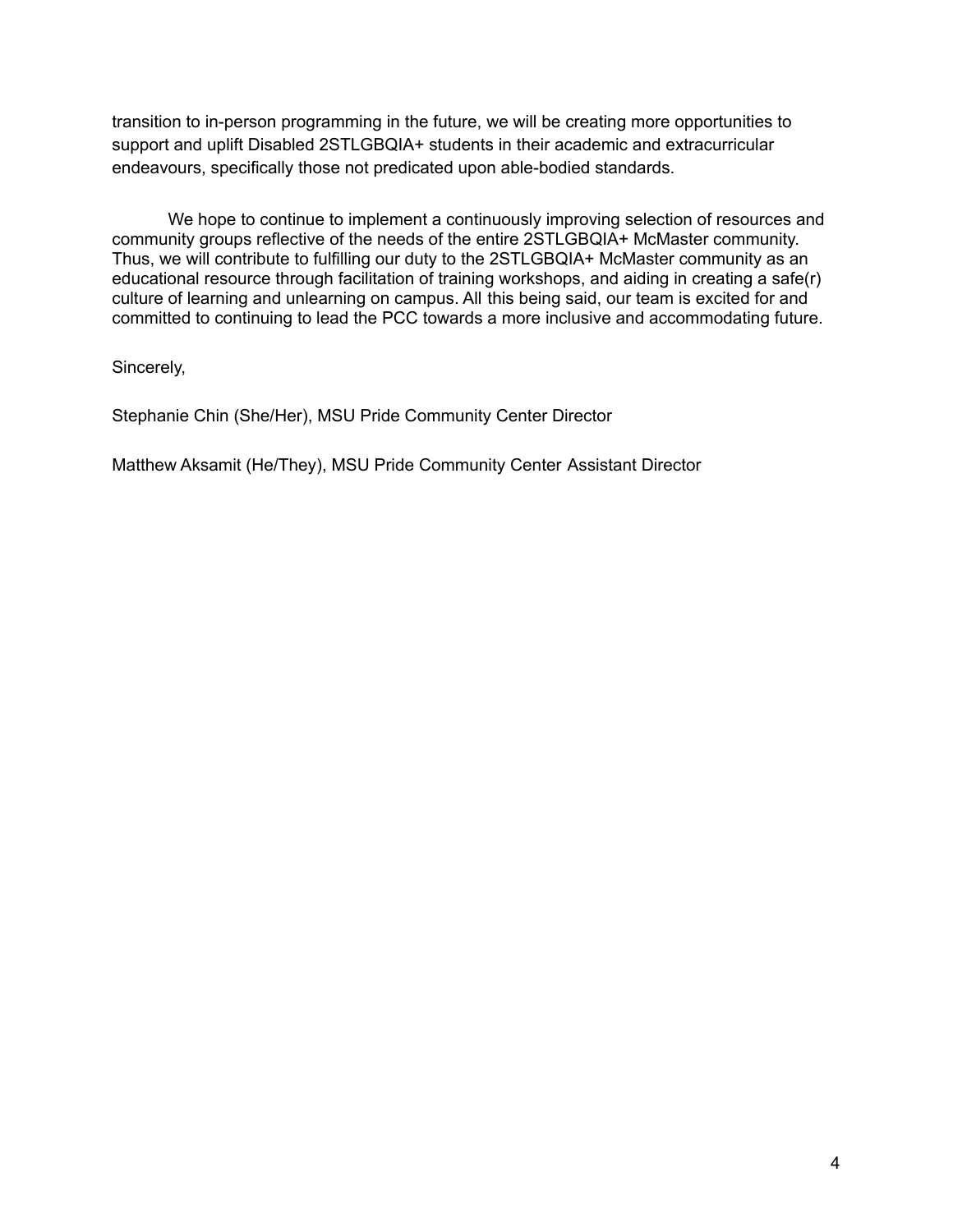transition to in-person programming in the future, we will be creating more opportunities to support and uplift Disabled 2STLGBQIA+ students in their academic and extracurricular endeavours, specifically those not predicated upon able-bodied standards.

We hope to continue to implement a continuously improving selection of resources and community groups reflective of the needs of the entire 2STLGBQIA+ McMaster community. Thus, we will contribute to fulfilling our duty to the 2STLGBQIA+ McMaster community as an educational resource through facilitation of training workshops, and aiding in creating a safe(r) culture of learning and unlearning on campus. All this being said, our team is excited for and committed to continuing to lead the PCC towards a more inclusive and accommodating future.

Sincerely,

Stephanie Chin (She/Her), MSU Pride Community Center Director

Matthew Aksamit (He/They), MSU Pride Community Center Assistant Director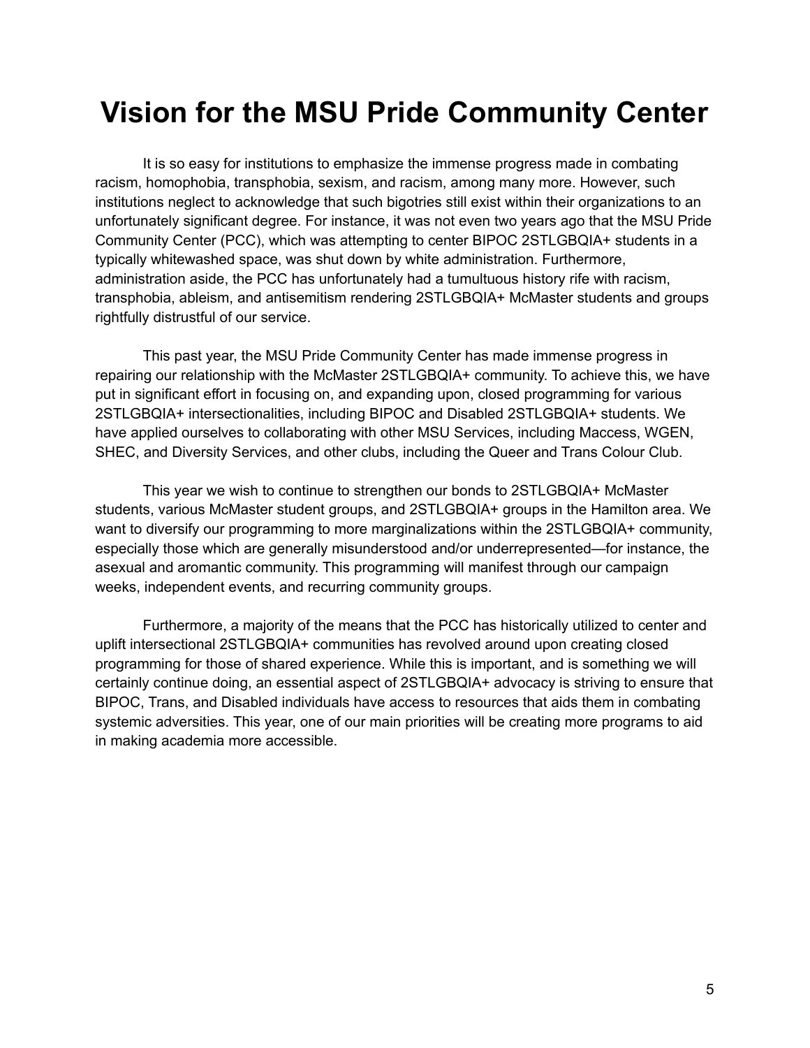# Vision for the MSU Pride Community Center

It is so easy for institutions to emphasize the immense progress made in combating racism, homophobia, transphobia, sexism, and racism, among many more. However, such institutions neglect to acknowledge that such bigotries still exist within their organizations to an unfortunately significant degree. For instance, it was not even two years ago that the MSU Pride Community Center (PCC), which was attempting to center BIPOC 2STLGBQIA+ students in a typically whitewashed space, was shut down by white administration. Furthermore, administration aside, the PCC has unfortunately had a tumultuous history rife with racism, transphobia, ableism, and antisemitism rendering 2STLGBQIA+ McMaster students and groups rightfully distrustful of our service.

This past year, the MSU Pride Community Center has made immense progress in repairing our relationship with the McMaster 2STLGBQIA+ community. To achieve this, we have put in significant effort in focusing on, and expanding upon, closed programming for various 2STLGBQIA+ intersectionalities, including BIPOC and Disabled 2STLGBQIA+ students. We have applied ourselves to collaborating with other MSU Services, including Maccess, WGEN, SHEC, and Diversity Services, and other clubs, including the Queer and Trans Colour Club.

This year we wish to continue to strengthen our bonds to 2STLGBQIA+ McMaster students, various McMaster student groups, and 2STLGBQIA+ groups in the Hamilton area. We want to diversify our programming to more marginalizations within the 2STLGBQIA+ community, especially those which are generally misunderstood and/or underrepresented—for instance, the asexual and aromantic community. This programming will manifest through our campaign weeks, independent events, and recurring community groups.

Furthermore, a majority of the means that the PCC has historically utilized to center and uplift intersectional 2STLGBQIA+ communities has revolved around upon creating closed programming for those of shared experience. While this is important, and is something we will certainly continue doing, an essential aspect of 2STLGBQIA+ advocacy is striving to ensure that BIPOC, Trans, and Disabled individuals have access to resources that aids them in combating systemic adversities. This year, one of our main priorities will be creating more programs to aid in making academia more accessible.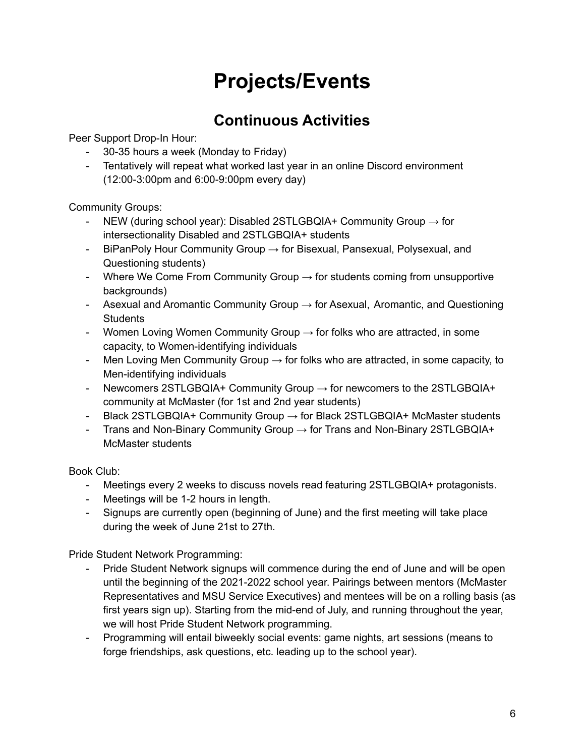# Projects/Events

## Continuous Activities

Peer Support Drop-In Hour:

- 30-35 hours a week (Monday to Friday)
- Tentatively will repeat what worked last year in an online Discord environment (12:00-3:00pm and 6:00-9:00pm every day)

Community Groups:

- NEW (during school year): Disabled 2STLGBQIA+ Community Group → for intersectionality Disabled and 2STLGBQIA+ students
- BiPanPoly Hour Community Group → for Bisexual, Pansexual, Polysexual, and Questioning students)
- Where We Come From Community Group → for students coming from unsupportive backgrounds)
- Asexual and Aromantic Community Group → for Asexual, Aromantic, and Questioning Students
- Women Loving Women Community Group → for folks who are attracted, in some capacity, to Women-identifying individuals
- Men Loving Men Community Group → for folks who are attracted, in some capacity, to Men-identifying individuals
- Newcomers 2STLGBQIA+ Community Group → for newcomers to the 2STLGBQIA+ community at McMaster (for 1st and 2nd year students)
- Black 2STLGBQIA+ Community Group → for Black 2STLGBQIA+ McMaster students
- Trans and Non-Binary Community Group → for Trans and Non-Binary 2STLGBQIA+ McMaster students

Book Club:

- Meetings every 2 weeks to discuss novels read featuring 2STLGBQIA+ protagonists.
- Meetings will be 1-2 hours in length.
- Signups are currently open (beginning of June) and the first meeting will take place during the week of June 21st to 27th.

Pride Student Network Programming:

- Pride Student Network signups will commence during the end of June and will be open until the beginning of the 2021-2022 school year. Pairings between mentors (McMaster Representatives and MSU Service Executives) and mentees will be on a rolling basis (as first years sign up). Starting from the mid-end of July, and running throughout the year, we will host Pride Student Network programming.
- Programming will entail biweekly social events: game nights, art sessions (means to forge friendships, ask questions, etc. leading up to the school year).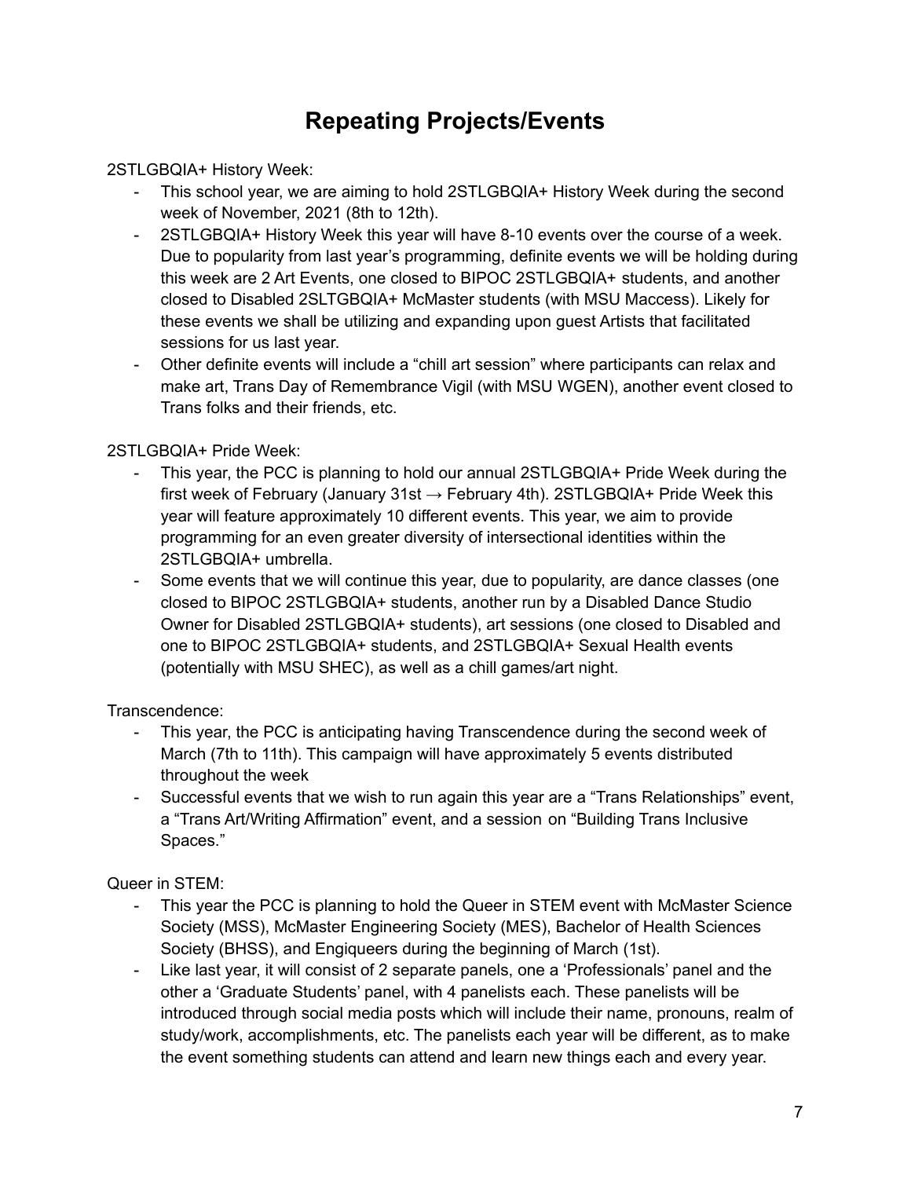# Repeating Projects/Events

2STLGBQIA+ History Week:

- This school year, we are aiming to hold 2STLGBQIA+ History Week during the second week of November, 2021 (8th to 12th).
- 2STLGBQIA+ History Week this year will have 8-10 events over the course of a week. Due to popularity from last year's programming, definite events we will be holding during this week are 2 Art Events, one closed to BIPOC 2STLGBQIA+ students, and another closed to Disabled 2SLTGBQIA+ McMaster students (with MSU Maccess). Likely for these events we shall be utilizing and expanding upon guest Artists that facilitated sessions for us last year.
- Other definite events will include a "chill art session" where participants can relax and make art, Trans Day of Remembrance Vigil (with MSU WGEN), another event closed to Trans folks and their friends, etc.

2STLGBQIA+ Pride Week:

- This year, the PCC is planning to hold our annual 2STLGBQIA+ Pride Week during the first week of February (January 31st → February 4th). 2STLGBQIA+ Pride Week this year will feature approximately 10 different events. This year, we aim to provide programming for an even greater diversity of intersectional identities within the 2STLGBQIA+ umbrella.
- Some events that we will continue this year, due to popularity, are dance classes (one closed to BIPOC 2STLGBQIA+ students, another run by a Disabled Dance Studio Owner for Disabled 2STLGBQIA+ students), art sessions (one closed to Disabled and one to BIPOC 2STLGBQIA+ students, and 2STLGBQIA+ Sexual Health events (potentially with MSU SHEC), as well as a chill games/art night.

Transcendence:

- This year, the PCC is anticipating having Transcendence during the second week of March (7th to 11th). This campaign will have approximately 5 events distributed throughout the week
- Successful events that we wish to run again this year are a "Trans Relationships" event, a "Trans Art/Writing Affirmation" event, and a session on "Building Trans Inclusive Spaces."

Queer in STEM:

- This year the PCC is planning to hold the Queer in STEM event with McMaster Science Society (MSS), McMaster Engineering Society (MES), Bachelor of Health Sciences Society (BHSS), and Engiqueers during the beginning of March (1st).
- Like last year, it will consist of 2 separate panels, one a 'Professionals' panel and the other a 'Graduate Students' panel, with 4 panelists each. These panelists will be introduced through social media posts which will include their name, pronouns, realm of study/work, accomplishments, etc. The panelists each year will be different, as to make the event something students can attend and learn new things each and every year.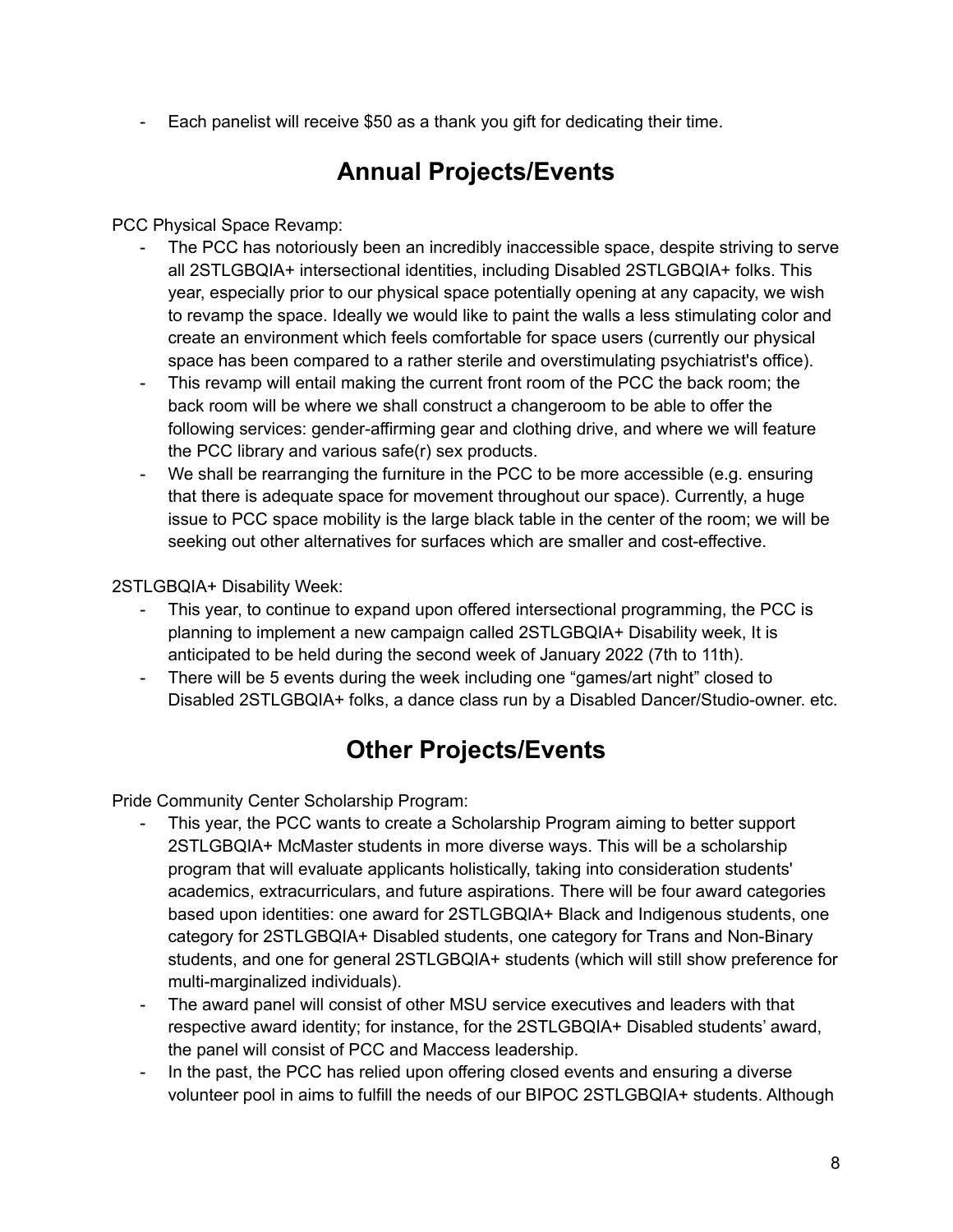- Each panelist will receive $50 as a thank you gift for dedicating their time.

## Annual Projects/Events

PCC Physical Space Revamp:

- The PCC has notoriously been an incredibly inaccessible space, despite striving to serve all 2STLGBQIA+ intersectional identities, including Disabled 2STLGBQIA+ folks. This year, especially prior to our physical space potentially opening at any capacity, we wish to revamp the space. Ideally we would like to paint the walls a less stimulating color and create an environment which feels comfortable for space users (currently our physical space has been compared to a rather sterile and overstimulating psychiatrist's office).
- This revamp will entail making the current front room of the PCC the back room; the back room will be where we shall construct a changeroom to be able to offer the following services: gender-affirming gear and clothing drive, and where we will feature the PCC library and various safe(r) sex products.
- We shall be rearranging the furniture in the PCC to be more accessible (e.g. ensuring that there is adequate space for movement throughout our space). Currently, a huge issue to PCC space mobility is the large black table in the center of the room; we will be seeking out other alternatives for surfaces which are smaller and cost-effective.

2STLGBQIA+ Disability Week:

- This year, to continue to expand upon offered intersectional programming, the PCC is planning to implement a new campaign called 2STLGBQIA+ Disability week, It is anticipated to be held during the second week of January 2022 (7th to 11th).
- There will be 5 events during the week including one "games/art night" closed to Disabled 2STLGBQIA+ folks, a dance class run by a Disabled Dancer/Studio-owner. etc.

## Other Projects/Events

Pride Community Center Scholarship Program:

- This year, the PCC wants to create a Scholarship Program aiming to better support 2STLGBQIA+ McMaster students in more diverse ways. This will be a scholarship program that will evaluate applicants holistically, taking into consideration students' academics, extracurriculars, and future aspirations. There will be four award categories based upon identities: one award for 2STLGBQIA+ Black and Indigenous students, one category for 2STLGBQIA+ Disabled students, one category for Trans and Non-Binary students, and one for general 2STLGBQIA+ students (which will still show preference for multi-marginalized individuals).
- The award panel will consist of other MSU service executives and leaders with that respective award identity; for instance, for the 2STLGBQIA+ Disabled students' award, the panel will consist of PCC and Maccess leadership.
- In the past, the PCC has relied upon offering closed events and ensuring a diverse volunteer pool in aims to fulfill the needs of our BIPOC 2STLGBQIA+ students. Although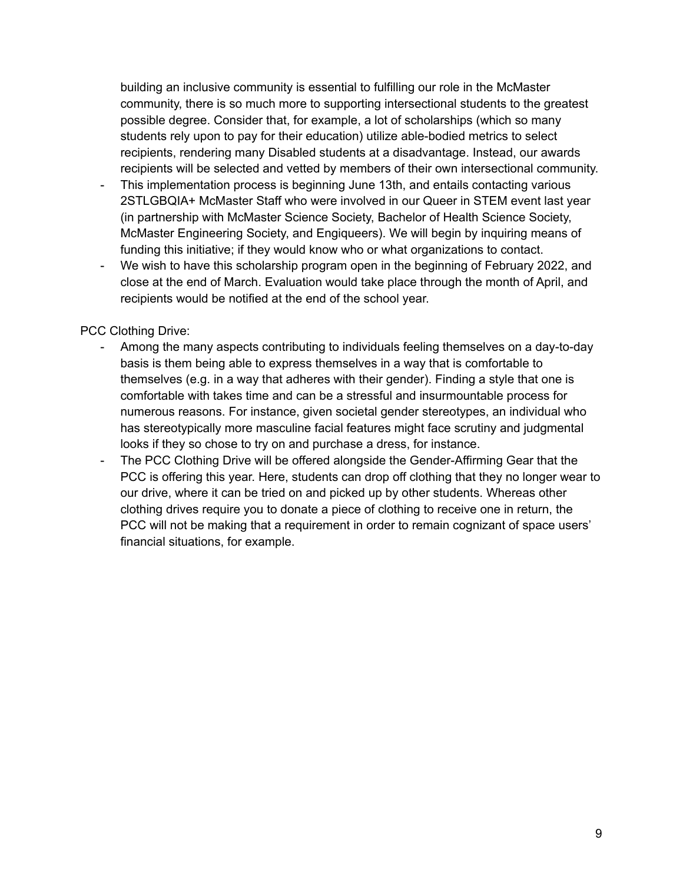building an inclusive community is essential to fulfilling our role in the McMaster community, there is so much more to supporting intersectional students to the greatest possible degree. Consider that, for example, a lot of scholarships (which so many students rely upon to pay for their education) utilize able-bodied metrics to select recipients, rendering many Disabled students at a disadvantage. Instead, our awards recipients will be selected and vetted by members of their own intersectional community.

- This implementation process is beginning June 13th, and entails contacting various 2STLGBQIA+ McMaster Staff who were involved in our Queer in STEM event last year (in partnership with McMaster Science Society, Bachelor of Health Science Society, McMaster Engineering Society, and Engiqueers). We will begin by inquiring means of funding this initiative; if they would know who or what organizations to contact.
- We wish to have this scholarship program open in the beginning of February 2022, and close at the end of March. Evaluation would take place through the month of April, and recipients would be notified at the end of the school year.

PCC Clothing Drive:

- Among the many aspects contributing to individuals feeling themselves on a day-to-day basis is them being able to express themselves in a way that is comfortable to themselves (e.g. in a way that adheres with their gender). Finding a style that one is comfortable with takes time and can be a stressful and insurmountable process for numerous reasons. For instance, given societal gender stereotypes, an individual who has stereotypically more masculine facial features might face scrutiny and judgmental looks if they so chose to try on and purchase a dress, for instance.
- The PCC Clothing Drive will be offered alongside the Gender-Affirming Gear that the PCC is offering this year. Here, students can drop off clothing that they no longer wear to our drive, where it can be tried on and picked up by other students. Whereas other clothing drives require you to donate a piece of clothing to receive one in return, the PCC will not be making that a requirement in order to remain cognizant of space users' financial situations, for example.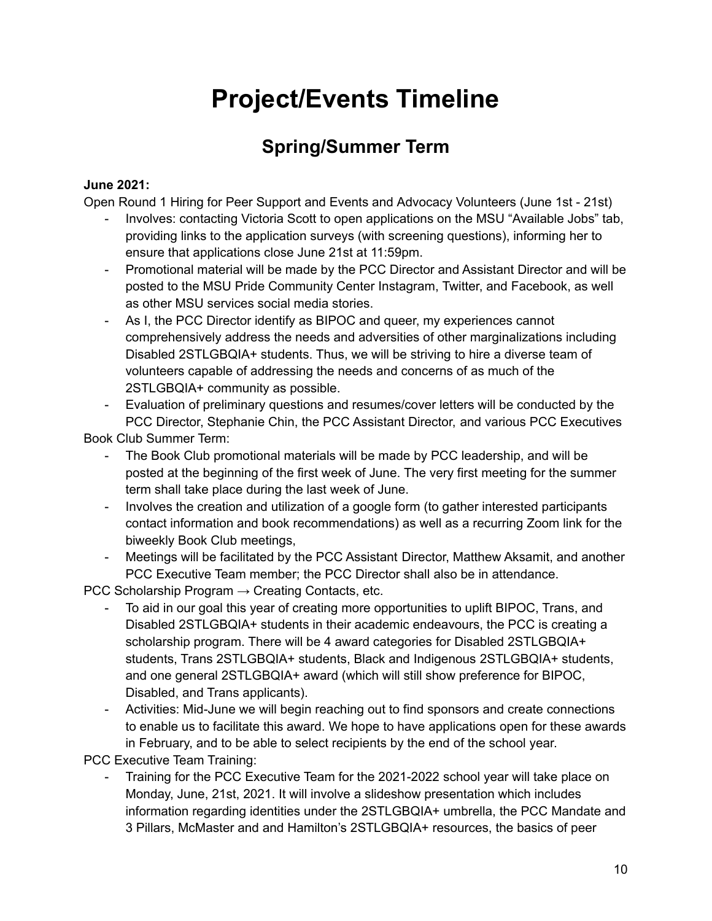# Project/Events Timeline

## Spring/Summer Term

**June 2021:**

Open Round 1 Hiring for Peer Support and Events and Advocacy Volunteers (June 1st - 21st)

- Involves: contacting Victoria Scott to open applications on the MSU "Available Jobs" tab, providing links to the application surveys (with screening questions), informing her to ensure that applications close June 21st at 11:59pm.
- Promotional material will be made by the PCC Director and Assistant Director and will be posted to the MSU Pride Community Center Instagram, Twitter, and Facebook, as well as other MSU services social media stories.
- As I, the PCC Director identify as BIPOC and queer, my experiences cannot comprehensively address the needs and adversities of other marginalizations including Disabled 2STLGBQIA+ students. Thus, we will be striving to hire a diverse team of volunteers capable of addressing the needs and concerns of as much of the 2STLGBQIA+ community as possible.
- Evaluation of preliminary questions and resumes/cover letters will be conducted by the PCC Director, Stephanie Chin, the PCC Assistant Director, and various PCC Executives

Book Club Summer Term:

- The Book Club promotional materials will be made by PCC leadership, and will be posted at the beginning of the first week of June. The very first meeting for the summer term shall take place during the last week of June.
- Involves the creation and utilization of a google form (to gather interested participants contact information and book recommendations) as well as a recurring Zoom link for the biweekly Book Club meetings,
- Meetings will be facilitated by the PCC Assistant Director, Matthew Aksamit, and another PCC Executive Team member; the PCC Director shall also be in attendance.

PCC Scholarship Program → Creating Contacts, etc.

- To aid in our goal this year of creating more opportunities to uplift BIPOC, Trans, and Disabled 2STLGBQIA+ students in their academic endeavours, the PCC is creating a scholarship program. There will be 4 award categories for Disabled 2STLGBQIA+ students, Trans 2STLGBQIA+ students, Black and Indigenous 2STLGBQIA+ students, and one general 2STLGBQIA+ award (which will still show preference for BIPOC, Disabled, and Trans applicants).
- Activities: Mid-June we will begin reaching out to find sponsors and create connections to enable us to facilitate this award. We hope to have applications open for these awards in February, and to be able to select recipients by the end of the school year.

PCC Executive Team Training:

- Training for the PCC Executive Team for the 2021-2022 school year will take place on Monday, June, 21st, 2021. It will involve a slideshow presentation which includes information regarding identities under the 2STLGBQIA+ umbrella, the PCC Mandate and 3 Pillars, McMaster and and Hamilton's 2STLGBQIA+ resources, the basics of peer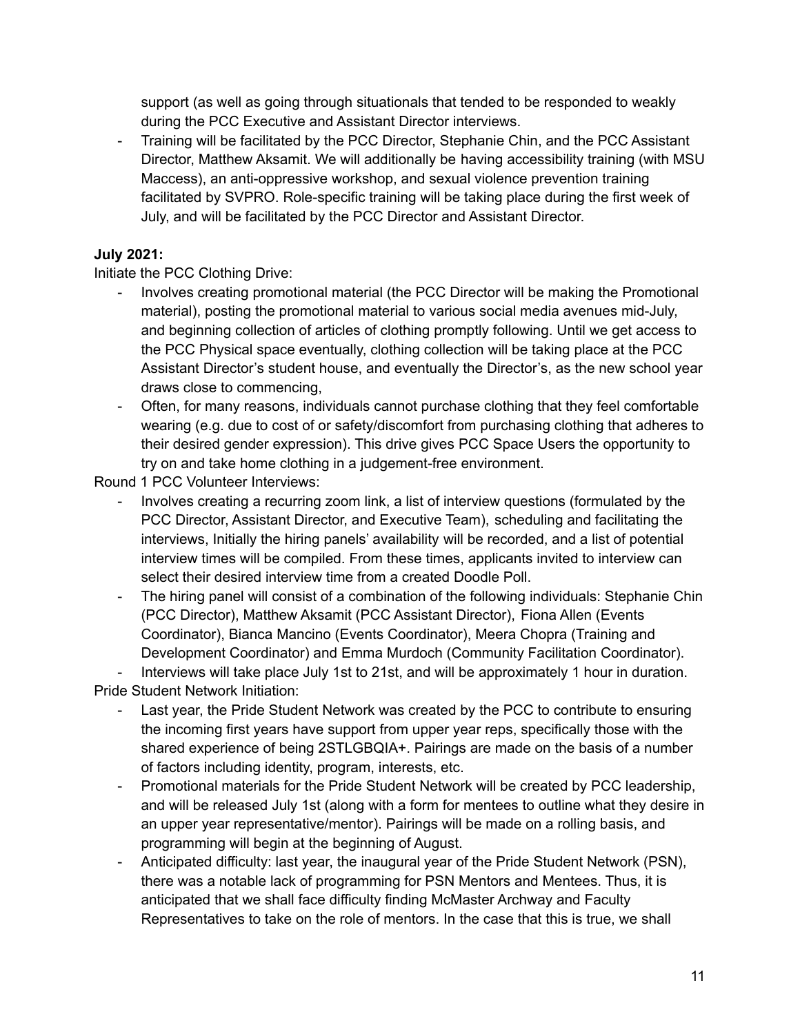support (as well as going through situationals that tended to be responded to weakly during the PCC Executive and Assistant Director interviews.

- Training will be facilitated by the PCC Director, Stephanie Chin, and the PCC Assistant Director, Matthew Aksamit. We will additionally be having accessibility training (with MSU Maccess), an anti-oppressive workshop, and sexual violence prevention training facilitated by SVPRO. Role-specific training will be taking place during the first week of July, and will be facilitated by the PCC Director and Assistant Director.

**July 2021:**

Initiate the PCC Clothing Drive:

- Involves creating promotional material (the PCC Director will be making the Promotional material), posting the promotional material to various social media avenues mid-July, and beginning collection of articles of clothing promptly following. Until we get access to the PCC Physical space eventually, clothing collection will be taking place at the PCC Assistant Director's student house, and eventually the Director's, as the new school year draws close to commencing,
- Often, for many reasons, individuals cannot purchase clothing that they feel comfortable wearing (e.g. due to cost of or safety/discomfort from purchasing clothing that adheres to their desired gender expression). This drive gives PCC Space Users the opportunity to try on and take home clothing in a judgement-free environment.

Round 1 PCC Volunteer Interviews:

- Involves creating a recurring zoom link, a list of interview questions (formulated by the PCC Director, Assistant Director, and Executive Team), scheduling and facilitating the interviews, Initially the hiring panels' availability will be recorded, and a list of potential interview times will be compiled. From these times, applicants invited to interview can select their desired interview time from a created Doodle Poll.
- The hiring panel will consist of a combination of the following individuals: Stephanie Chin (PCC Director), Matthew Aksamit (PCC Assistant Director), Fiona Allen (Events Coordinator), Bianca Mancino (Events Coordinator), Meera Chopra (Training and Development Coordinator) and Emma Murdoch (Community Facilitation Coordinator).
- Interviews will take place July 1st to 21st, and will be approximately 1 hour in duration.

Pride Student Network Initiation:

- Last year, the Pride Student Network was created by the PCC to contribute to ensuring the incoming first years have support from upper year reps, specifically those with the shared experience of being 2STLGBQIA+. Pairings are made on the basis of a number of factors including identity, program, interests, etc.
- Promotional materials for the Pride Student Network will be created by PCC leadership, and will be released July 1st (along with a form for mentees to outline what they desire in an upper year representative/mentor). Pairings will be made on a rolling basis, and programming will begin at the beginning of August.
- Anticipated difficulty: last year, the inaugural year of the Pride Student Network (PSN), there was a notable lack of programming for PSN Mentors and Mentees. Thus, it is anticipated that we shall face difficulty finding McMaster Archway and Faculty Representatives to take on the role of mentors. In the case that this is true, we shall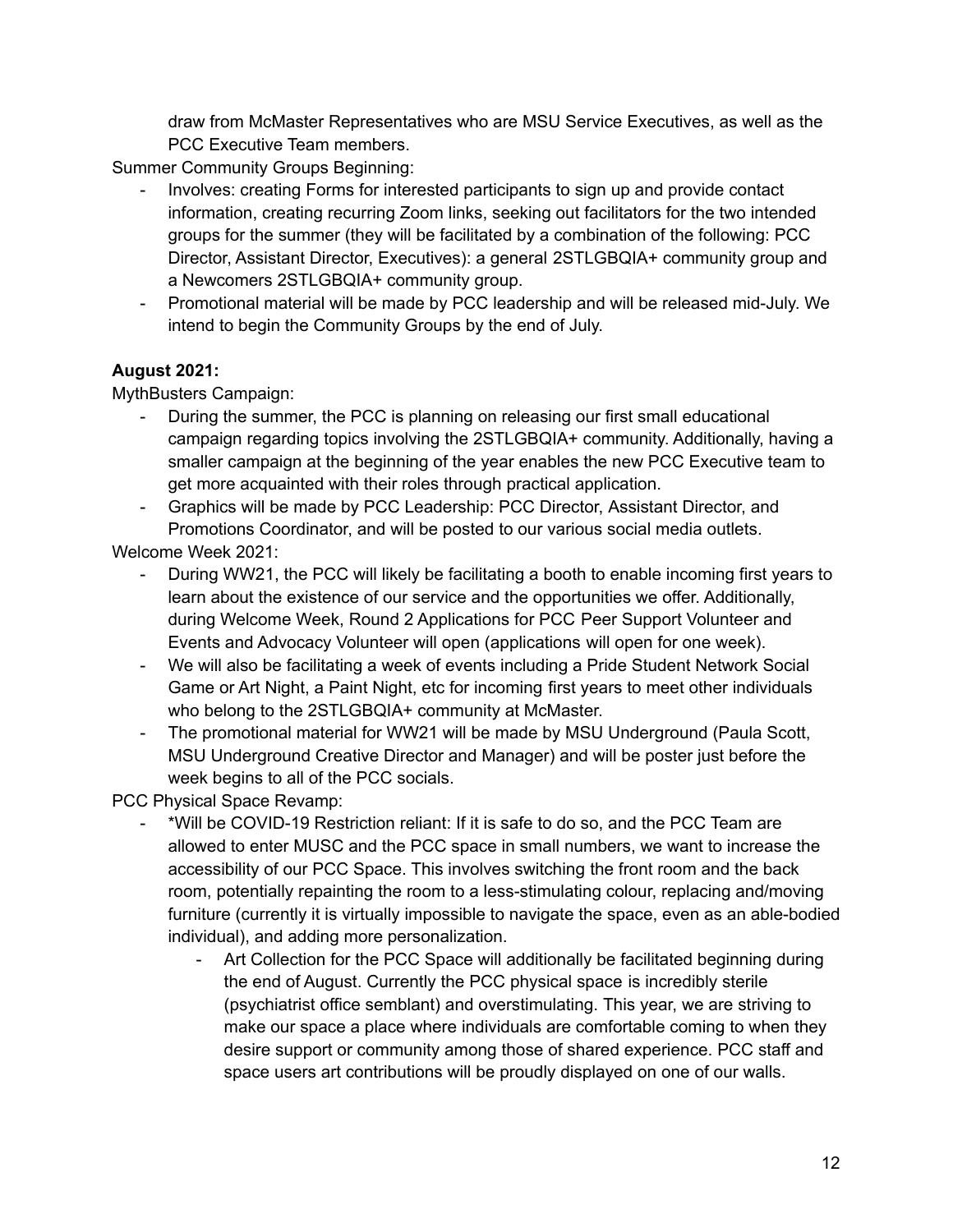draw from McMaster Representatives who are MSU Service Executives, as well as the PCC Executive Team members.

Summer Community Groups Beginning:

- Involves: creating Forms for interested participants to sign up and provide contact information, creating recurring Zoom links, seeking out facilitators for the two intended groups for the summer (they will be facilitated by a combination of the following: PCC Director, Assistant Director, Executives): a general 2STLGBQIA+ community group and a Newcomers 2STLGBQIA+ community group.
- Promotional material will be made by PCC leadership and will be released mid-July. We intend to begin the Community Groups by the end of July.

**August 2021:**

MythBusters Campaign:

- During the summer, the PCC is planning on releasing our first small educational campaign regarding topics involving the 2STLGBQIA+ community. Additionally, having a smaller campaign at the beginning of the year enables the new PCC Executive team to get more acquainted with their roles through practical application.
- Graphics will be made by PCC Leadership: PCC Director, Assistant Director, and Promotions Coordinator, and will be posted to our various social media outlets.

Welcome Week 2021:

- During WW21, the PCC will likely be facilitating a booth to enable incoming first years to learn about the existence of our service and the opportunities we offer. Additionally, during Welcome Week, Round 2 Applications for PCC Peer Support Volunteer and Events and Advocacy Volunteer will open (applications will open for one week).
- We will also be facilitating a week of events including a Pride Student Network Social Game or Art Night, a Paint Night, etc for incoming first years to meet other individuals who belong to the 2STLGBQIA+ community at McMaster.
- The promotional material for WW21 will be made by MSU Underground (Paula Scott, MSU Underground Creative Director and Manager) and will be poster just before the week begins to all of the PCC socials.

PCC Physical Space Revamp:

- *Will be COVID-19 Restriction reliant: If it is safe to do so, and the PCC Team are allowed to enter MUSC and the PCC space in small numbers, we want to increase the accessibility of our PCC Space. This involves switching the front room and the back room, potentially repainting the room to a less-stimulating colour, replacing and/moving furniture (currently it is virtually impossible to navigate the space, even as an able-bodied individual), and adding more personalization.
    - Art Collection for the PCC Space will additionally be facilitated beginning during the end of August. Currently the PCC physical space is incredibly sterile (psychiatrist office semblant) and overstimulating. This year, we are striving to make our space a place where individuals are comfortable coming to when they desire support or community among those of shared experience. PCC staff and space users art contributions will be proudly displayed on one of our walls.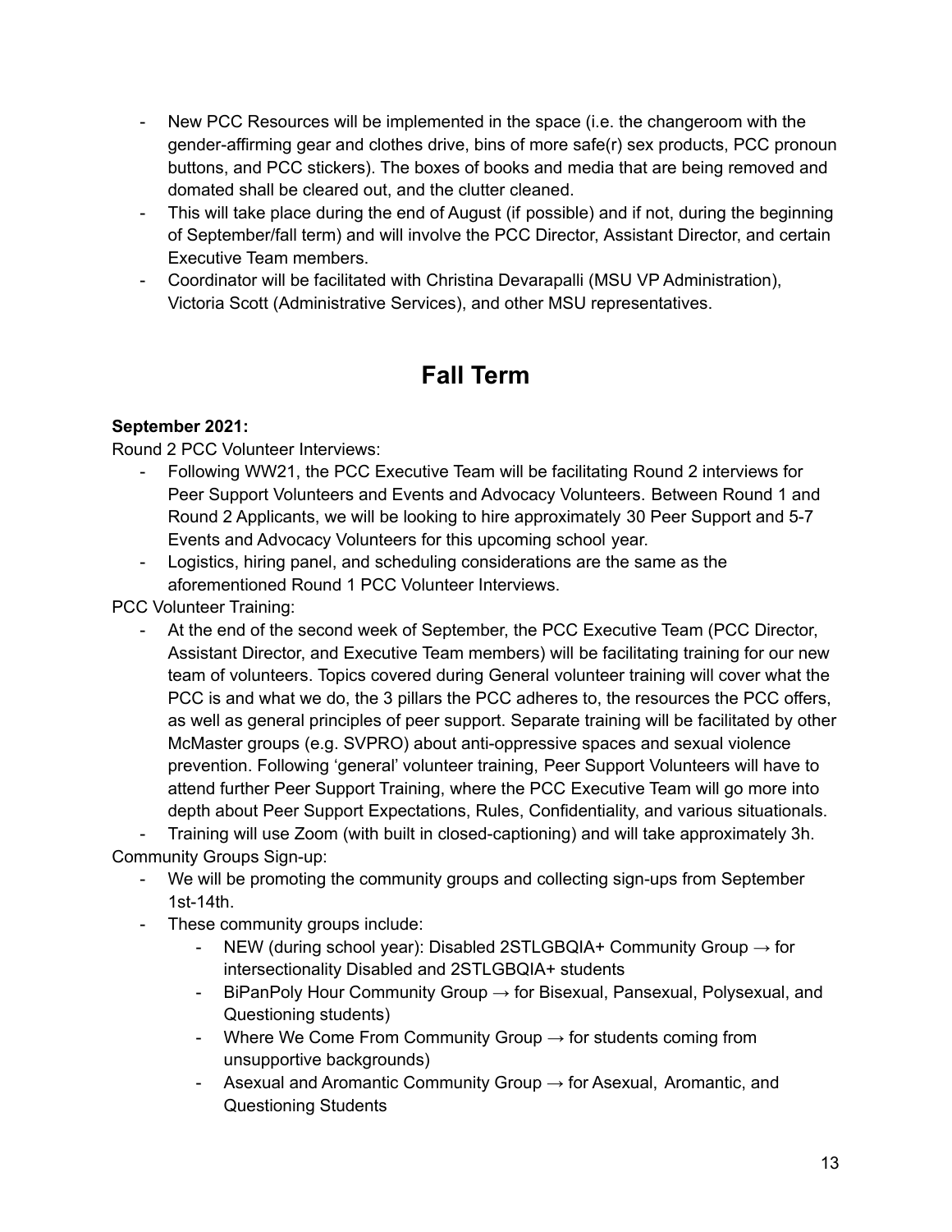- New PCC Resources will be implemented in the space (i.e. the changeroom with the gender-affirming gear and clothes drive, bins of more safe(r) sex products, PCC pronoun buttons, and PCC stickers). The boxes of books and media that are being removed and domated shall be cleared out, and the clutter cleaned.
- This will take place during the end of August (if possible) and if not, during the beginning of September/fall term) and will involve the PCC Director, Assistant Director, and certain Executive Team members.
- Coordinator will be facilitated with Christina Devarapalli (MSU VP Administration), Victoria Scott (Administrative Services), and other MSU representatives.

# Fall Term

**September 2021:**

Round 2 PCC Volunteer Interviews:

- Following WW21, the PCC Executive Team will be facilitating Round 2 interviews for Peer Support Volunteers and Events and Advocacy Volunteers. Between Round 1 and Round 2 Applicants, we will be looking to hire approximately 30 Peer Support and 5-7 Events and Advocacy Volunteers for this upcoming school year.
- Logistics, hiring panel, and scheduling considerations are the same as the aforementioned Round 1 PCC Volunteer Interviews.

PCC Volunteer Training:

- At the end of the second week of September, the PCC Executive Team (PCC Director, Assistant Director, and Executive Team members) will be facilitating training for our new team of volunteers. Topics covered during General volunteer training will cover what the PCC is and what we do, the 3 pillars the PCC adheres to, the resources the PCC offers, as well as general principles of peer support. Separate training will be facilitated by other McMaster groups (e.g. SVPRO) about anti-oppressive spaces and sexual violence prevention. Following 'general' volunteer training, Peer Support Volunteers will have to attend further Peer Support Training, where the PCC Executive Team will go more into depth about Peer Support Expectations, Rules, Confidentiality, and various situationals.
- Training will use Zoom (with built in closed-captioning) and will take approximately 3h.

Community Groups Sign-up:

- We will be promoting the community groups and collecting sign-ups from September 1st-14th.
- These community groups include:
    - NEW (during school year): Disabled 2STLGBQIA+ Community Group → for intersectionality Disabled and 2STLGBQIA+ students
    - BiPanPoly Hour Community Group → for Bisexual, Pansexual, Polysexual, and Questioning students)
    - Where We Come From Community Group → for students coming from unsupportive backgrounds)
    - Asexual and Aromantic Community Group → for Asexual, Aromantic, and Questioning Students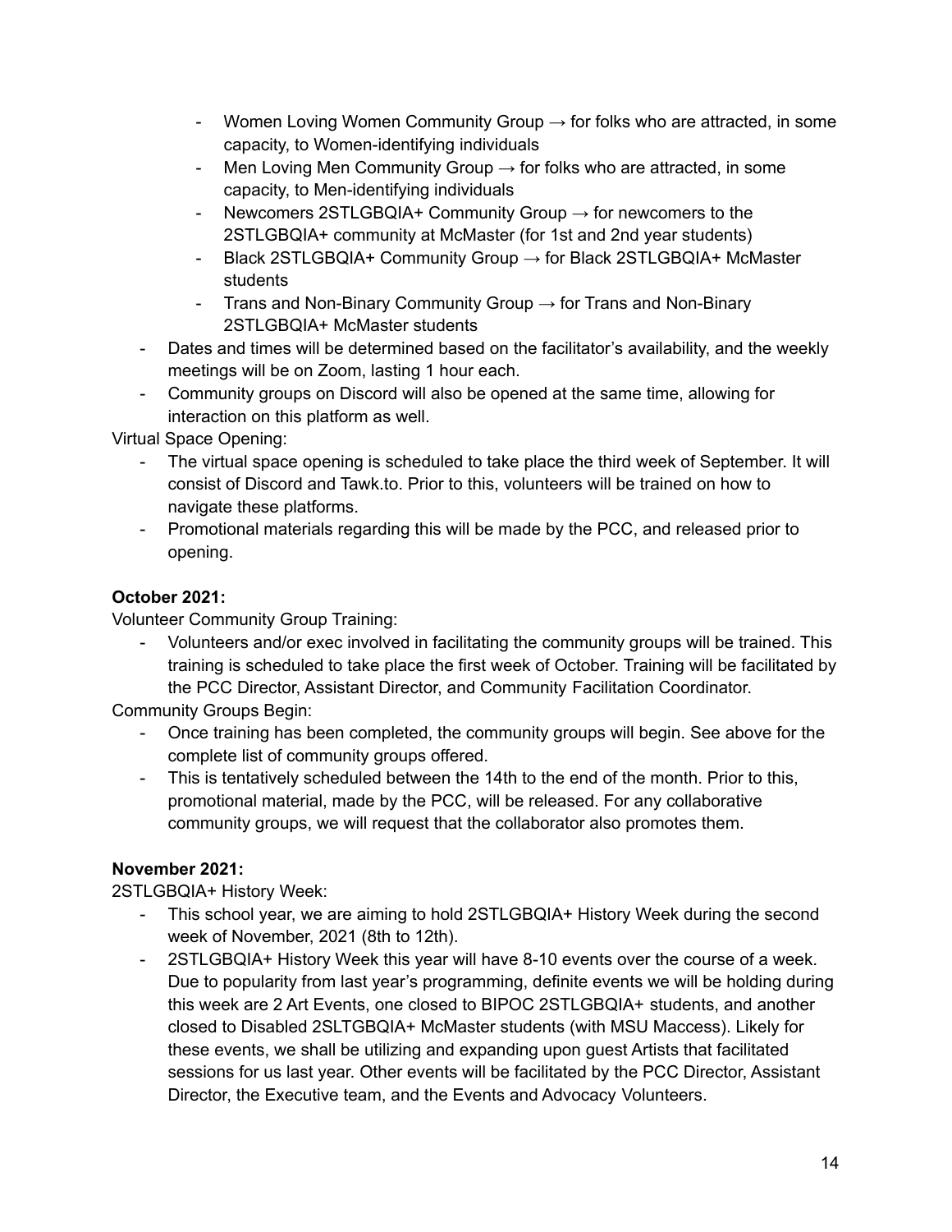- Women Loving Women Community Group → for folks who are attracted, in some capacity, to Women-identifying individuals
  - Men Loving Men Community Group → for folks who are attracted, in some capacity, to Men-identifying individuals
  - Newcomers 2STLGBQIA+ Community Group → for newcomers to the 2STLGBQIA+ community at McMaster (for 1st and 2nd year students)
  - Black 2STLGBQIA+ Community Group → for Black 2STLGBQIA+ McMaster students
  - Trans and Non-Binary Community Group → for Trans and Non-Binary 2STLGBQIA+ McMaster students
- Dates and times will be determined based on the facilitator's availability, and the weekly meetings will be on Zoom, lasting 1 hour each.
- Community groups on Discord will also be opened at the same time, allowing for interaction on this platform as well.

Virtual Space Opening:

- The virtual space opening is scheduled to take place the third week of September. It will consist of Discord and Tawk.to. Prior to this, volunteers will be trained on how to navigate these platforms.
- Promotional materials regarding this will be made by the PCC, and released prior to opening.

**October 2021:**

Volunteer Community Group Training:

- Volunteers and/or exec involved in facilitating the community groups will be trained. This training is scheduled to take place the first week of October. Training will be facilitated by the PCC Director, Assistant Director, and Community Facilitation Coordinator.

Community Groups Begin:

- Once training has been completed, the community groups will begin. See above for the complete list of community groups offered.
- This is tentatively scheduled between the 14th to the end of the month. Prior to this, promotional material, made by the PCC, will be released. For any collaborative community groups, we will request that the collaborator also promotes them.

**November 2021:**

2STLGBQIA+ History Week:

- This school year, we are aiming to hold 2STLGBQIA+ History Week during the second week of November, 2021 (8th to 12th).
- 2STLGBQIA+ History Week this year will have 8-10 events over the course of a week. Due to popularity from last year's programming, definite events we will be holding during this week are 2 Art Events, one closed to BIPOC 2STLGBQIA+ students, and another closed to Disabled 2SLTGBQIA+ McMaster students (with MSU Maccess). Likely for these events, we shall be utilizing and expanding upon guest Artists that facilitated sessions for us last year. Other events will be facilitated by the PCC Director, Assistant Director, the Executive team, and the Events and Advocacy Volunteers.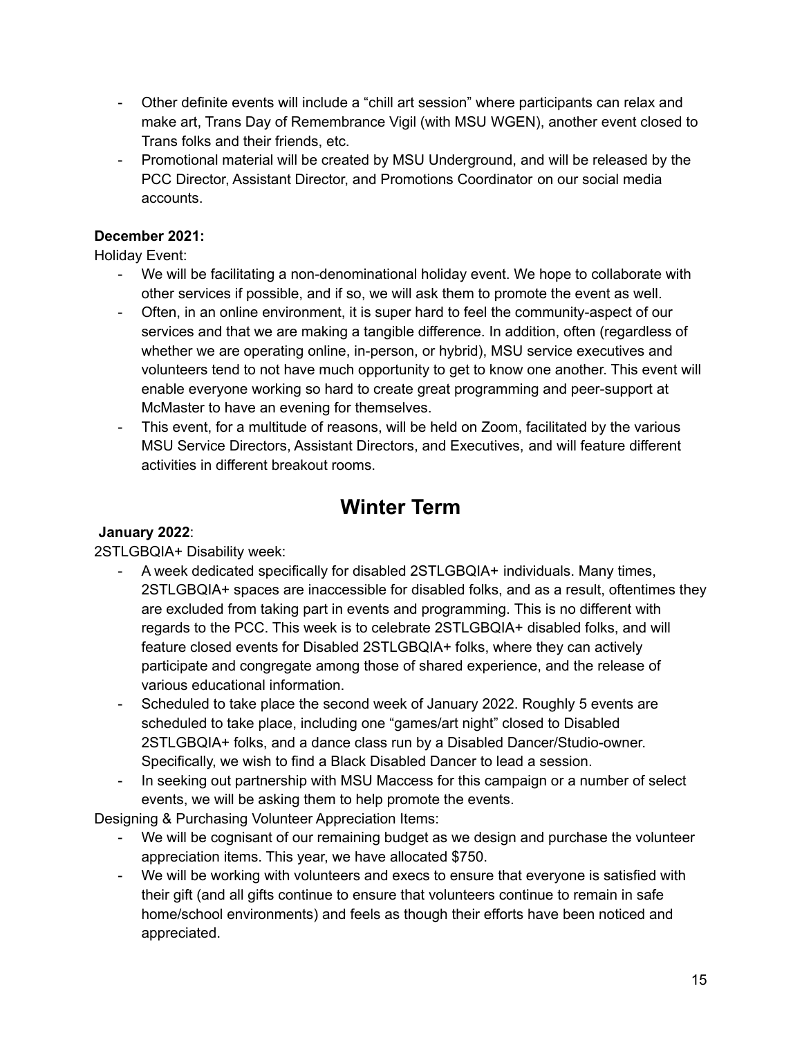- Other definite events will include a “chill art session” where participants can relax and make art, Trans Day of Remembrance Vigil (with MSU WGEN), another event closed to Trans folks and their friends, etc.
- Promotional material will be created by MSU Underground, and will be released by the PCC Director, Assistant Director, and Promotions Coordinator on our social media accounts.

**December 2021:**

Holiday Event:

- We will be facilitating a non-denominational holiday event. We hope to collaborate with other services if possible, and if so, we will ask them to promote the event as well.
- Often, in an online environment, it is super hard to feel the community-aspect of our services and that we are making a tangible difference. In addition, often (regardless of whether we are operating online, in-person, or hybrid), MSU service executives and volunteers tend to not have much opportunity to get to know one another. This event will enable everyone working so hard to create great programming and peer-support at McMaster to have an evening for themselves.
- This event, for a multitude of reasons, will be held on Zoom, facilitated by the various MSU Service Directors, Assistant Directors, and Executives, and will feature different activities in different breakout rooms.

## Winter Term

**January 2022**:

2STLGBQIA+ Disability week:

- A week dedicated specifically for disabled 2STLGBQIA+ individuals. Many times, 2STLGBQIA+ spaces are inaccessible for disabled folks, and as a result, oftentimes they are excluded from taking part in events and programming. This is no different with regards to the PCC. This week is to celebrate 2STLGBQIA+ disabled folks, and will feature closed events for Disabled 2STLGBQIA+ folks, where they can actively participate and congregate among those of shared experience, and the release of various educational information.
- Scheduled to take place the second week of January 2022. Roughly 5 events are scheduled to take place, including one “games/art night” closed to Disabled 2STLGBQIA+ folks, and a dance class run by a Disabled Dancer/Studio-owner. Specifically, we wish to find a Black Disabled Dancer to lead a session.
- In seeking out partnership with MSU Maccess for this campaign or a number of select events, we will be asking them to help promote the events.

Designing & Purchasing Volunteer Appreciation Items:

- We will be cognisant of our remaining budget as we design and purchase the volunteer appreciation items. This year, we have allocated $750.
- We will be working with volunteers and execs to ensure that everyone is satisfied with their gift (and all gifts continue to ensure that volunteers continue to remain in safe home/school environments) and feels as though their efforts have been noticed and appreciated.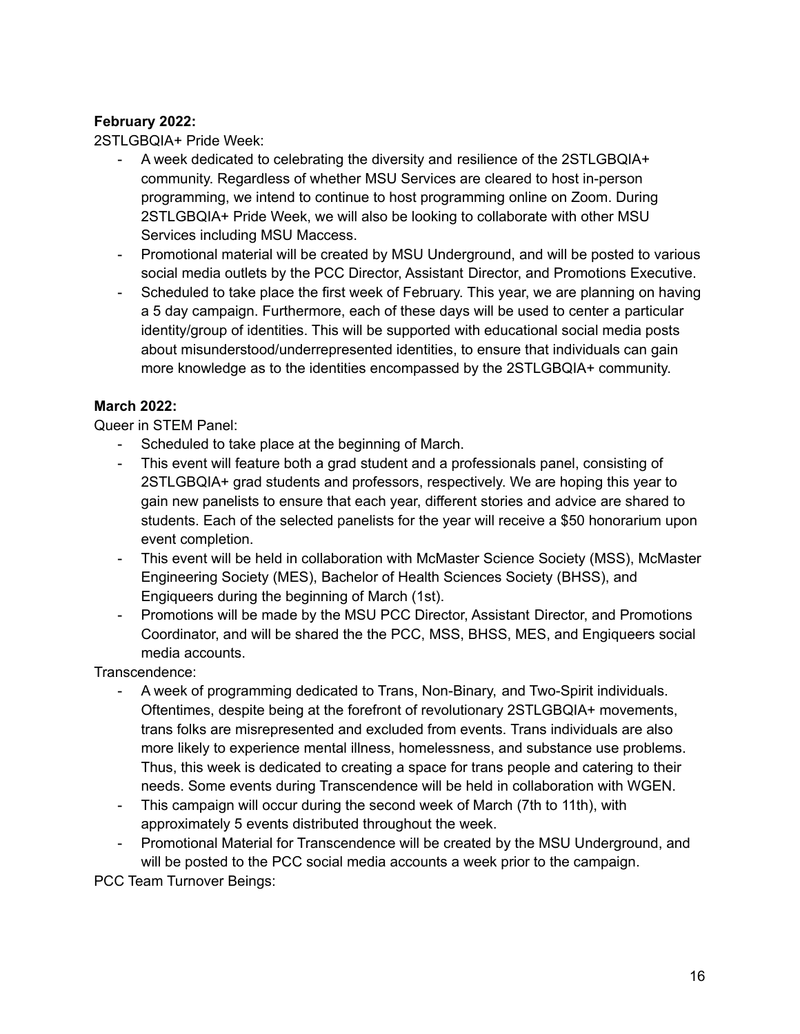**February 2022:**

2STLGBQIA+ Pride Week:

- A week dedicated to celebrating the diversity and resilience of the 2STLGBQIA+ community. Regardless of whether MSU Services are cleared to host in-person programming, we intend to continue to host programming online on Zoom. During 2STLGBQIA+ Pride Week, we will also be looking to collaborate with other MSU Services including MSU Maccess.
- Promotional material will be created by MSU Underground, and will be posted to various social media outlets by the PCC Director, Assistant Director, and Promotions Executive.
- Scheduled to take place the first week of February. This year, we are planning on having a 5 day campaign. Furthermore, each of these days will be used to center a particular identity/group of identities. This will be supported with educational social media posts about misunderstood/underrepresented identities, to ensure that individuals can gain more knowledge as to the identities encompassed by the 2STLGBQIA+ community.

**March 2022:**

Queer in STEM Panel:

- Scheduled to take place at the beginning of March.
- This event will feature both a grad student and a professionals panel, consisting of 2STLGBQIA+ grad students and professors, respectively. We are hoping this year to gain new panelists to ensure that each year, different stories and advice are shared to students. Each of the selected panelists for the year will receive a $50 honorarium upon event completion.
- This event will be held in collaboration with McMaster Science Society (MSS), McMaster Engineering Society (MES), Bachelor of Health Sciences Society (BHSS), and Engiqueers during the beginning of March (1st).
- Promotions will be made by the MSU PCC Director, Assistant Director, and Promotions Coordinator, and will be shared the the PCC, MSS, BHSS, MES, and Engiqueers social media accounts.

Transcendence:

- A week of programming dedicated to Trans, Non-Binary, and Two-Spirit individuals. Oftentimes, despite being at the forefront of revolutionary 2STLGBQIA+ movements, trans folks are misrepresented and excluded from events. Trans individuals are also more likely to experience mental illness, homelessness, and substance use problems. Thus, this week is dedicated to creating a space for trans people and catering to their needs. Some events during Transcendence will be held in collaboration with WGEN.
- This campaign will occur during the second week of March (7th to 11th), with approximately 5 events distributed throughout the week.
- Promotional Material for Transcendence will be created by the MSU Underground, and will be posted to the PCC social media accounts a week prior to the campaign.

PCC Team Turnover Beings: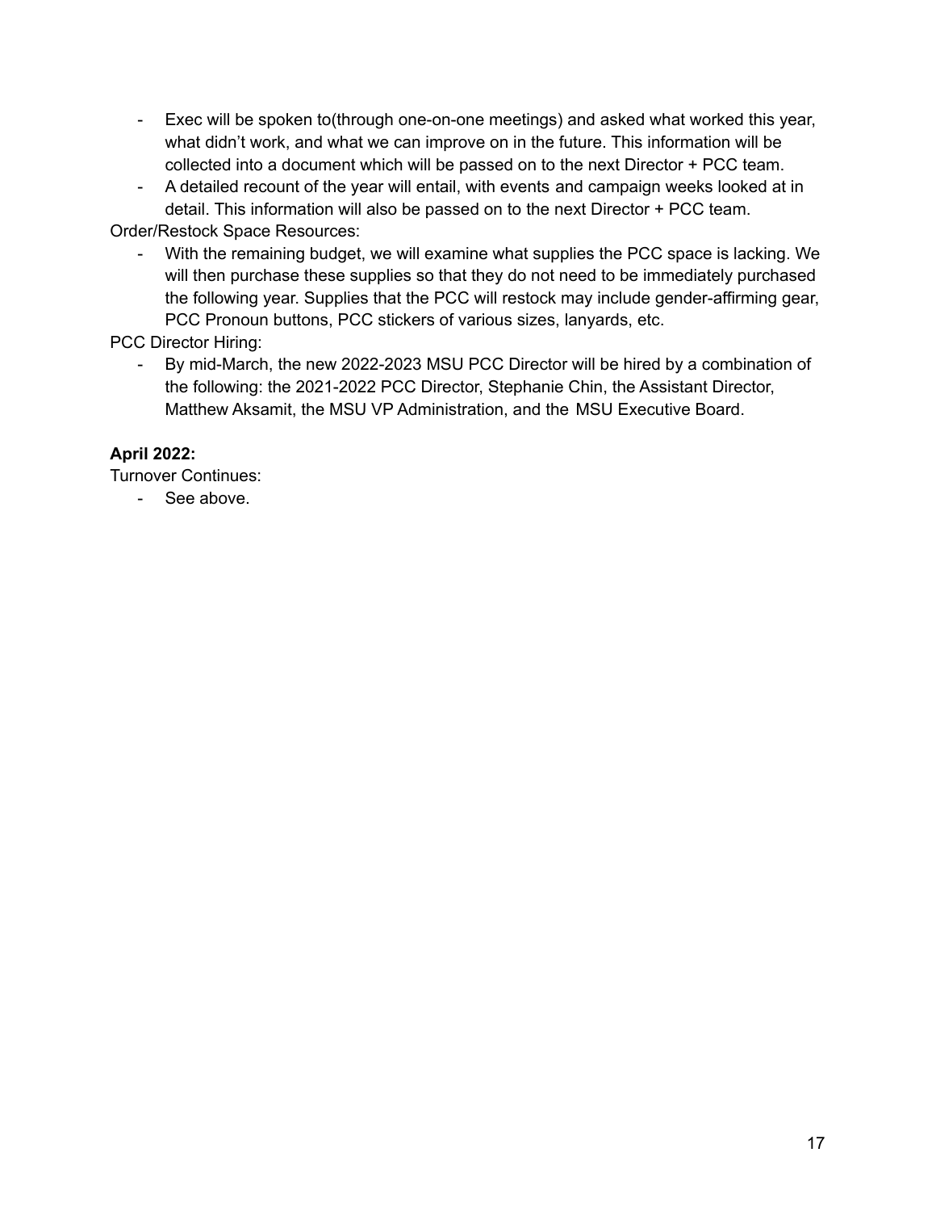- Exec will be spoken to(through one-on-one meetings) and asked what worked this year, what didn't work, and what we can improve on in the future. This information will be collected into a document which will be passed on to the next Director + PCC team.
- A detailed recount of the year will entail, with events and campaign weeks looked at in detail. This information will also be passed on to the next Director + PCC team.

Order/Restock Space Resources:

- With the remaining budget, we will examine what supplies the PCC space is lacking. We will then purchase these supplies so that they do not need to be immediately purchased the following year. Supplies that the PCC will restock may include gender-affirming gear, PCC Pronoun buttons, PCC stickers of various sizes, lanyards, etc.

PCC Director Hiring:

- By mid-March, the new 2022-2023 MSU PCC Director will be hired by a combination of the following: the 2021-2022 PCC Director, Stephanie Chin, the Assistant Director, Matthew Aksamit, the MSU VP Administration, and the MSU Executive Board.

**April 2022:**

Turnover Continues:

- See above.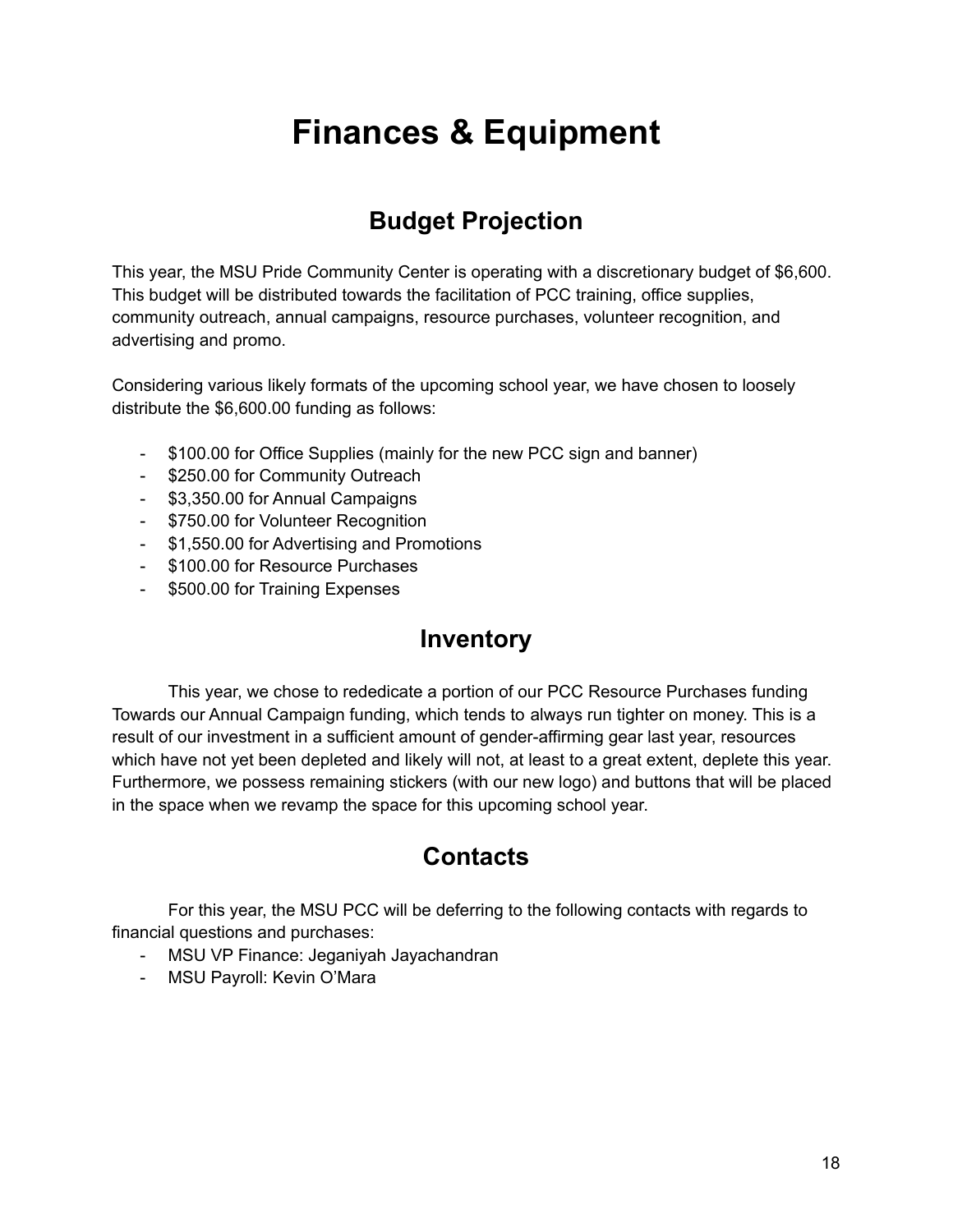# Finances & Equipment

## Budget Projection

This year, the MSU Pride Community Center is operating with a discretionary budget of $6,600. This budget will be distributed towards the facilitation of PCC training, office supplies, community outreach, annual campaigns, resource purchases, volunteer recognition, and advertising and promo.

Considering various likely formats of the upcoming school year, we have chosen to loosely distribute the $6,600.00 funding as follows:

- $100.00 for Office Supplies (mainly for the new PCC sign and banner)
- $250.00 for Community Outreach
- $3,350.00 for Annual Campaigns
- $750.00 for Volunteer Recognition
- $1,550.00 for Advertising and Promotions
- $100.00 for Resource Purchases
- $500.00 for Training Expenses

## Inventory

This year, we chose to rededicate a portion of our PCC Resource Purchases funding Towards our Annual Campaign funding, which tends to always run tighter on money. This is a result of our investment in a sufficient amount of gender-affirming gear last year, resources which have not yet been depleted and likely will not, at least to a great extent, deplete this year. Furthermore, we possess remaining stickers (with our new logo) and buttons that will be placed in the space when we revamp the space for this upcoming school year.

## Contacts

For this year, the MSU PCC will be deferring to the following contacts with regards to financial questions and purchases:

- MSU VP Finance: Jeganiyah Jayachandran
- MSU Payroll: Kevin O'Mara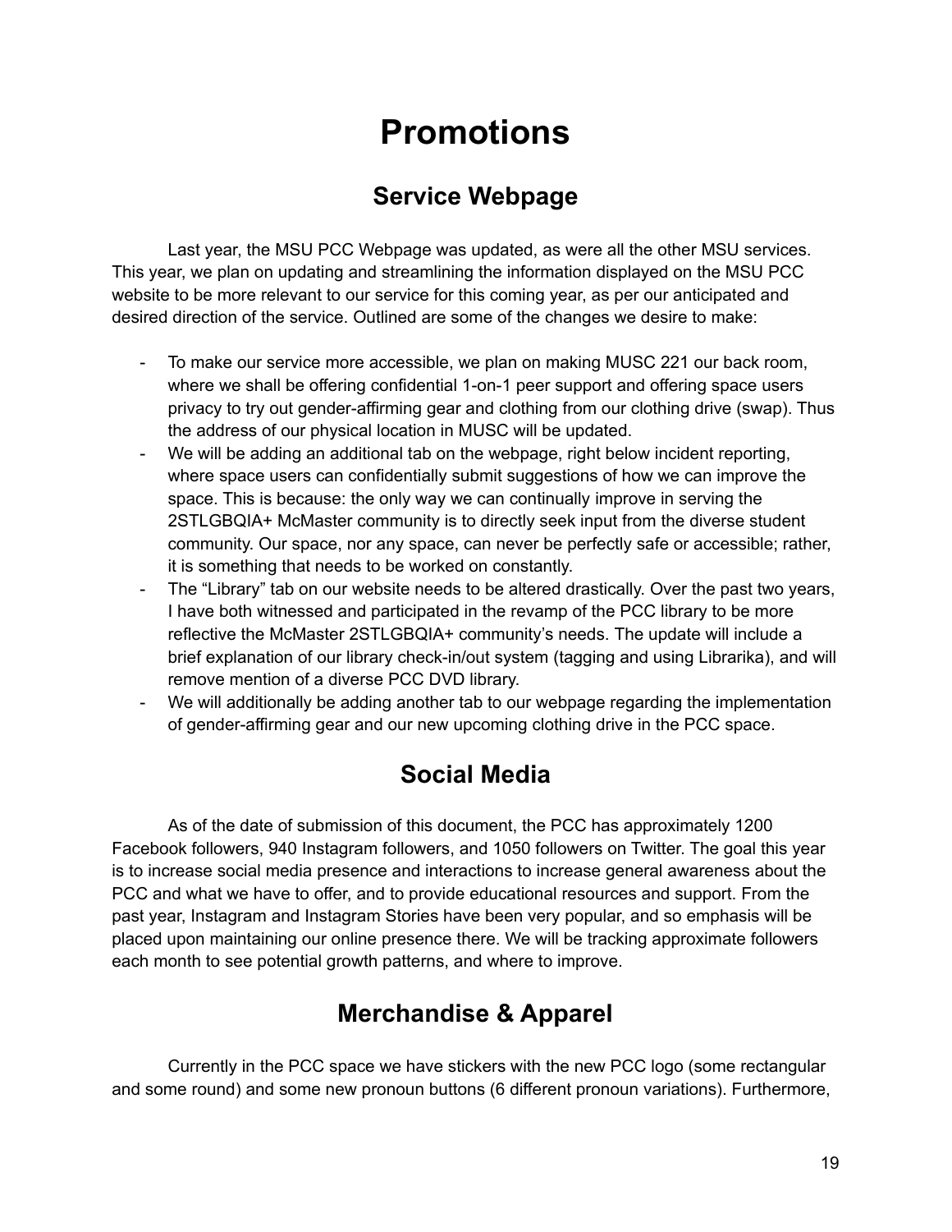# Promotions

## Service Webpage

Last year, the MSU PCC Webpage was updated, as were all the other MSU services. This year, we plan on updating and streamlining the information displayed on the MSU PCC website to be more relevant to our service for this coming year, as per our anticipated and desired direction of the service. Outlined are some of the changes we desire to make:

- To make our service more accessible, we plan on making MUSC 221 our back room, where we shall be offering confidential 1-on-1 peer support and offering space users privacy to try out gender-affirming gear and clothing from our clothing drive (swap). Thus the address of our physical location in MUSC will be updated.
- We will be adding an additional tab on the webpage, right below incident reporting, where space users can confidentially submit suggestions of how we can improve the space. This is because: the only way we can continually improve in serving the 2STLGBQIA+ McMaster community is to directly seek input from the diverse student community. Our space, nor any space, can never be perfectly safe or accessible; rather, it is something that needs to be worked on constantly.
- The "Library" tab on our website needs to be altered drastically. Over the past two years, I have both witnessed and participated in the revamp of the PCC library to be more reflective the McMaster 2STLGBQIA+ community's needs. The update will include a brief explanation of our library check-in/out system (tagging and using Librarika), and will remove mention of a diverse PCC DVD library.
- We will additionally be adding another tab to our webpage regarding the implementation of gender-affirming gear and our new upcoming clothing drive in the PCC space.

## Social Media

As of the date of submission of this document, the PCC has approximately 1200 Facebook followers, 940 Instagram followers, and 1050 followers on Twitter. The goal this year is to increase social media presence and interactions to increase general awareness about the PCC and what we have to offer, and to provide educational resources and support. From the past year, Instagram and Instagram Stories have been very popular, and so emphasis will be placed upon maintaining our online presence there. We will be tracking approximate followers each month to see potential growth patterns, and where to improve.

## Merchandise & Apparel

Currently in the PCC space we have stickers with the new PCC logo (some rectangular and some round) and some new pronoun buttons (6 different pronoun variations). Furthermore,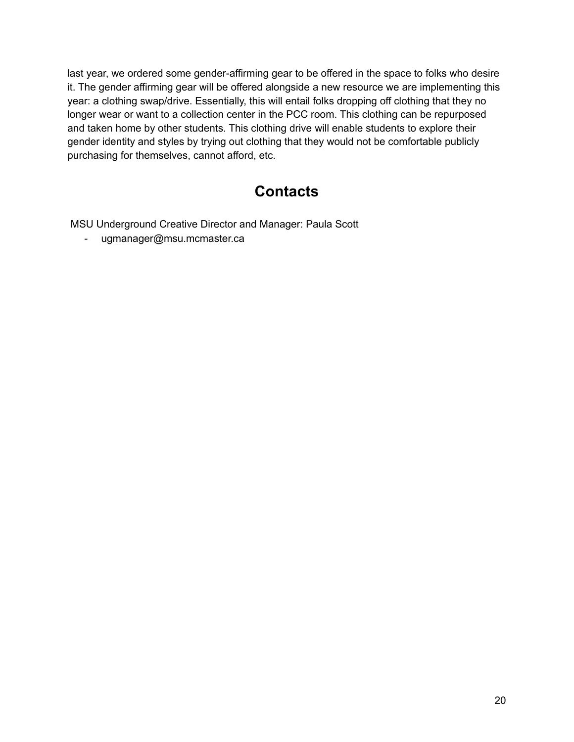last year, we ordered some gender-affirming gear to be offered in the space to folks who desire it. The gender affirming gear will be offered alongside a new resource we are implementing this year: a clothing swap/drive. Essentially, this will entail folks dropping off clothing that they no longer wear or want to a collection center in the PCC room. This clothing can be repurposed and taken home by other students. This clothing drive will enable students to explore their gender identity and styles by trying out clothing that they would not be comfortable publicly purchasing for themselves, cannot afford, etc.

## Contacts

MSU Underground Creative Director and Manager: Paula Scott

- ugmanager@msu.mcmaster.ca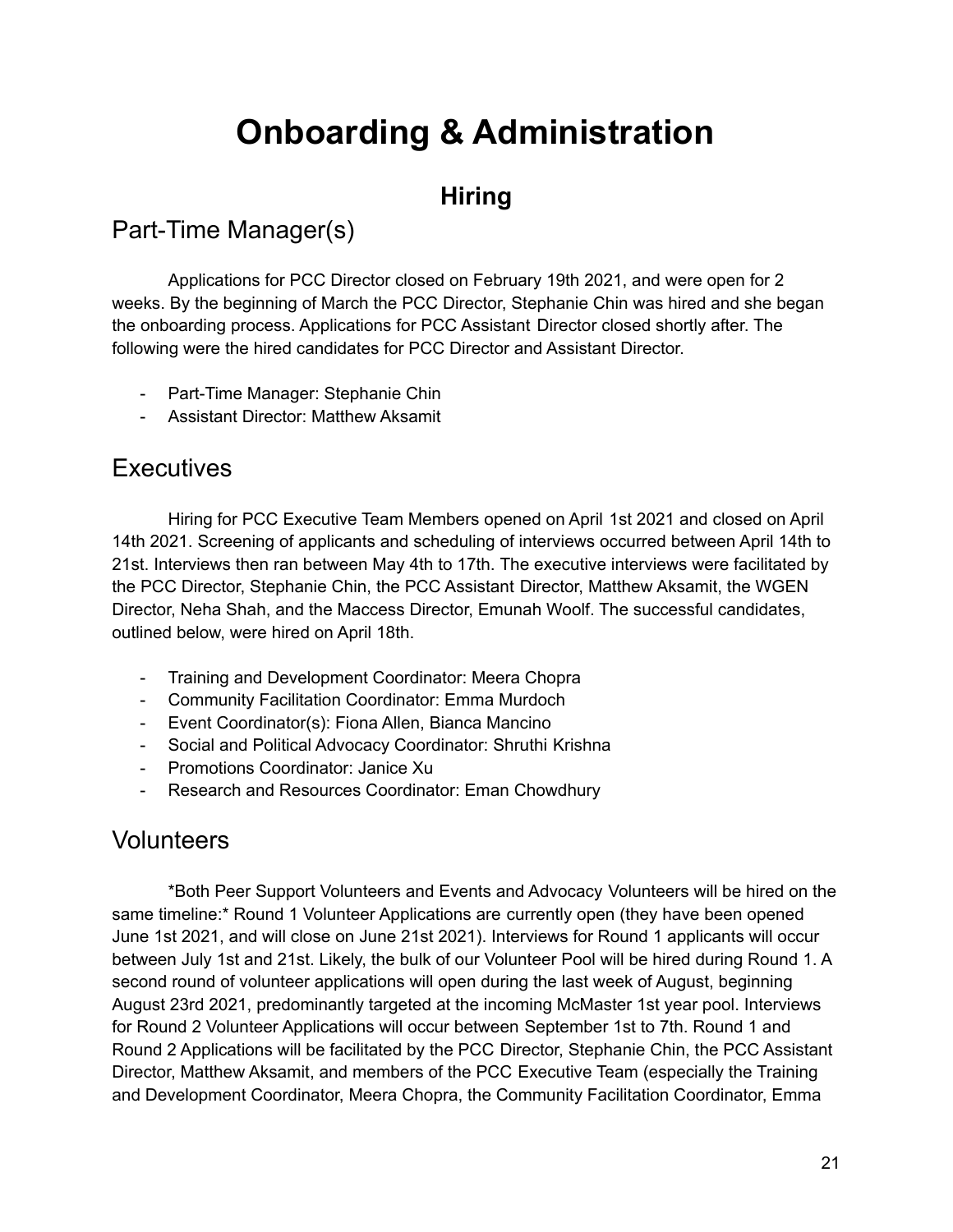# Onboarding & Administration

## Hiring

### Part-Time Manager(s)

Applications for PCC Director closed on February 19th 2021, and were open for 2 weeks. By the beginning of March the PCC Director, Stephanie Chin was hired and she began the onboarding process. Applications for PCC Assistant Director closed shortly after. The following were the hired candidates for PCC Director and Assistant Director.

- Part-Time Manager: Stephanie Chin
- Assistant Director: Matthew Aksamit

### Executives

Hiring for PCC Executive Team Members opened on April 1st 2021 and closed on April 14th 2021. Screening of applicants and scheduling of interviews occurred between April 14th to 21st. Interviews then ran between May 4th to 17th. The executive interviews were facilitated by the PCC Director, Stephanie Chin, the PCC Assistant Director, Matthew Aksamit, the WGEN Director, Neha Shah, and the Maccess Director, Emunah Woolf. The successful candidates, outlined below, were hired on April 18th.

- Training and Development Coordinator: Meera Chopra
- Community Facilitation Coordinator: Emma Murdoch
- Event Coordinator(s): Fiona Allen, Bianca Mancino
- Social and Political Advocacy Coordinator: Shruthi Krishna
- Promotions Coordinator: Janice Xu
- Research and Resources Coordinator: Eman Chowdhury

### Volunteers

*Both Peer Support Volunteers and Events and Advocacy Volunteers will be hired on the same timeline:* Round 1 Volunteer Applications are currently open (they have been opened June 1st 2021, and will close on June 21st 2021). Interviews for Round 1 applicants will occur between July 1st and 21st. Likely, the bulk of our Volunteer Pool will be hired during Round 1. A second round of volunteer applications will open during the last week of August, beginning August 23rd 2021, predominantly targeted at the incoming McMaster 1st year pool. Interviews for Round 2 Volunteer Applications will occur between September 1st to 7th. Round 1 and Round 2 Applications will be facilitated by the PCC Director, Stephanie Chin, the PCC Assistant Director, Matthew Aksamit, and members of the PCC Executive Team (especially the Training and Development Coordinator, Meera Chopra, the Community Facilitation Coordinator, Emma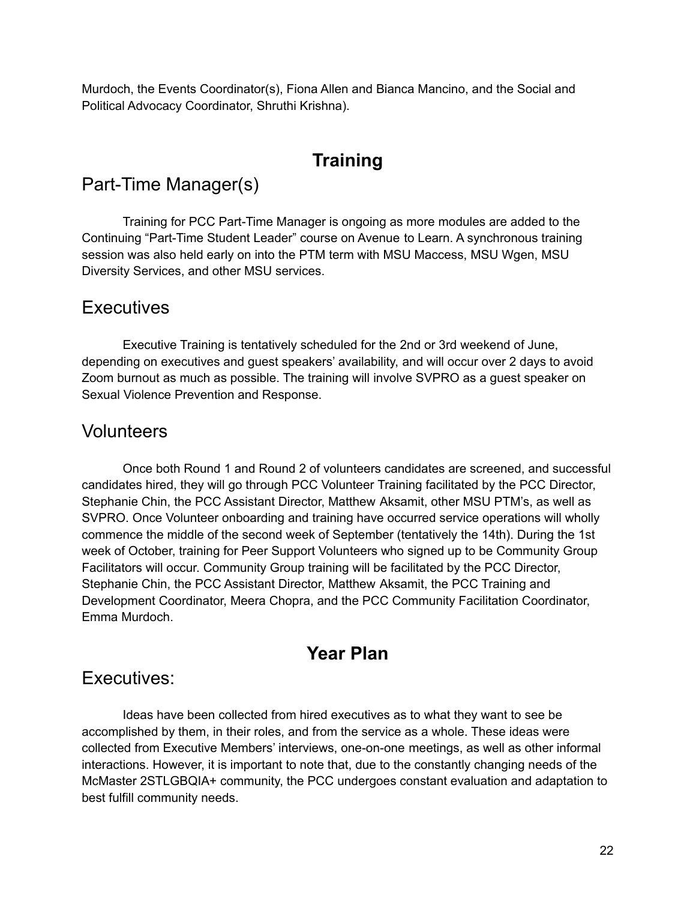Murdoch, the Events Coordinator(s), Fiona Allen and Bianca Mancino, and the Social and Political Advocacy Coordinator, Shruthi Krishna).

# Training

## Part-Time Manager(s)

Training for PCC Part-Time Manager is ongoing as more modules are added to the Continuing "Part-Time Student Leader" course on Avenue to Learn. A synchronous training session was also held early on into the PTM term with MSU Maccess, MSU Wgen, MSU Diversity Services, and other MSU services.

## Executives

Executive Training is tentatively scheduled for the 2nd or 3rd weekend of June, depending on executives and guest speakers' availability, and will occur over 2 days to avoid Zoom burnout as much as possible. The training will involve SVPRO as a guest speaker on Sexual Violence Prevention and Response.

## Volunteers

Once both Round 1 and Round 2 of volunteers candidates are screened, and successful candidates hired, they will go through PCC Volunteer Training facilitated by the PCC Director, Stephanie Chin, the PCC Assistant Director, Matthew Aksamit, other MSU PTM's, as well as SVPRO. Once Volunteer onboarding and training have occurred service operations will wholly commence the middle of the second week of September (tentatively the 14th). During the 1st week of October, training for Peer Support Volunteers who signed up to be Community Group Facilitators will occur. Community Group training will be facilitated by the PCC Director, Stephanie Chin, the PCC Assistant Director, Matthew Aksamit, the PCC Training and Development Coordinator, Meera Chopra, and the PCC Community Facilitation Coordinator, Emma Murdoch.

# Year Plan

## Executives:

Ideas have been collected from hired executives as to what they want to see be accomplished by them, in their roles, and from the service as a whole. These ideas were collected from Executive Members' interviews, one-on-one meetings, as well as other informal interactions. However, it is important to note that, due to the constantly changing needs of the McMaster 2STLGBQIA+ community, the PCC undergoes constant evaluation and adaptation to best fulfill community needs.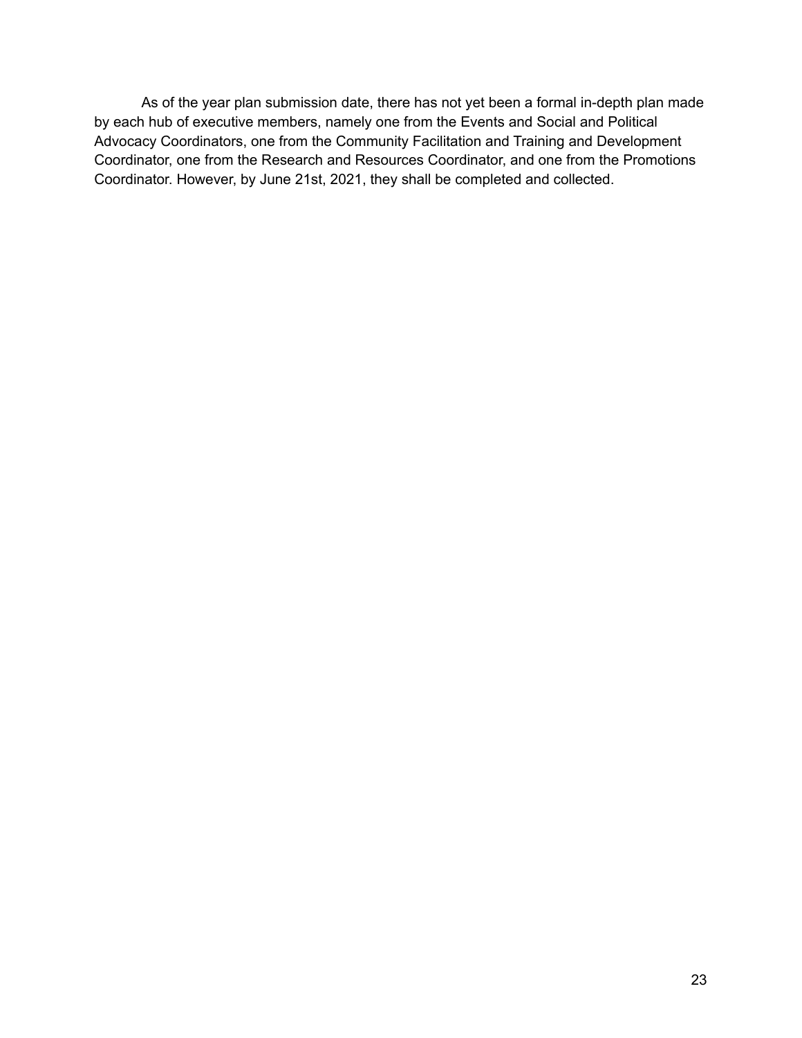As of the year plan submission date, there has not yet been a formal in-depth plan made by each hub of executive members, namely one from the Events and Social and Political Advocacy Coordinators, one from the Community Facilitation and Training and Development Coordinator, one from the Research and Resources Coordinator, and one from the Promotions Coordinator. However, by June 21st, 2021, they shall be completed and collected.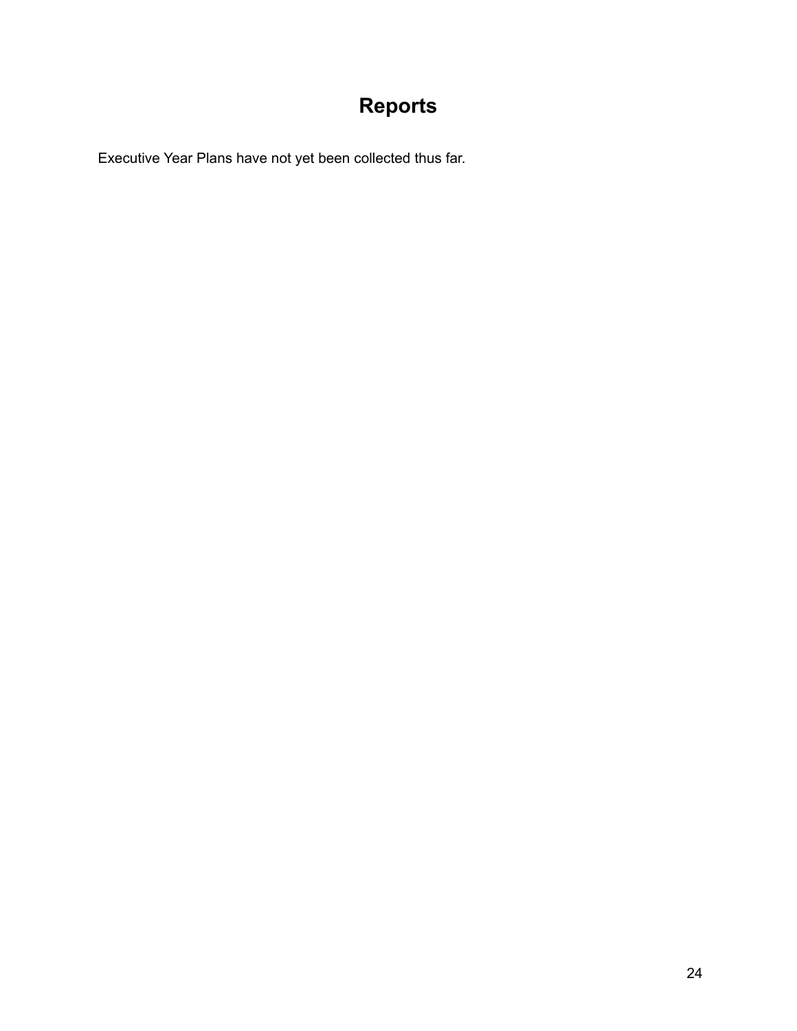# Reports

Executive Year Plans have not yet been collected thus far.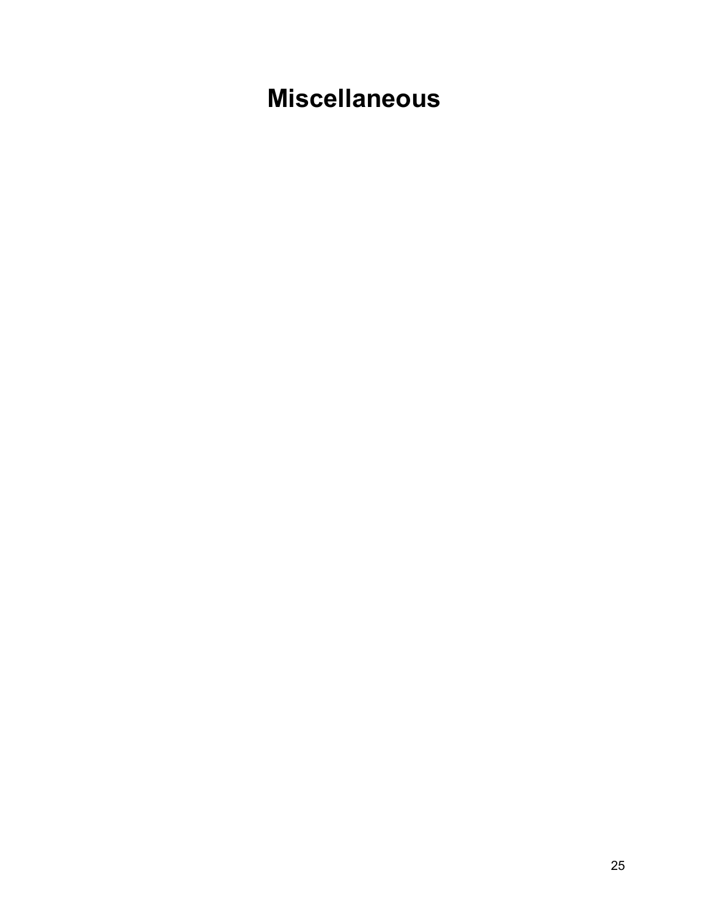# Miscellaneous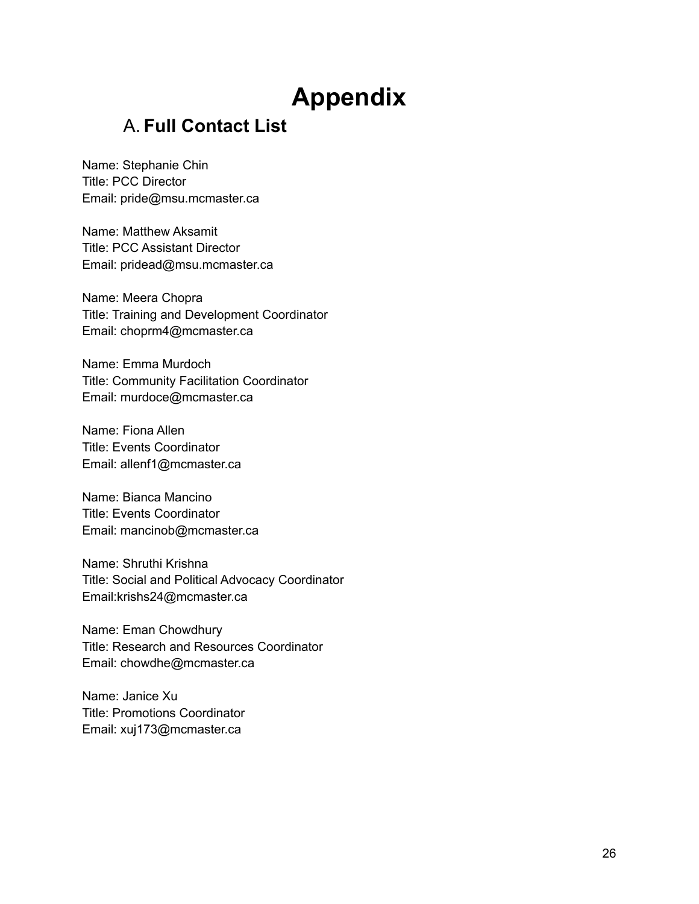# Appendix

## A. Full Contact List

Name: Stephanie Chin
Title: PCC Director
Email: pride@msu.mcmaster.ca

Name: Matthew Aksamit
Title: PCC Assistant Director
Email: pridead@msu.mcmaster.ca

Name: Meera Chopra
Title: Training and Development Coordinator
Email: choprm4@mcmaster.ca

Name: Emma Murdoch
Title: Community Facilitation Coordinator
Email: murdoce@mcmaster.ca

Name: Fiona Allen
Title: Events Coordinator
Email: allenf1@mcmaster.ca

Name: Bianca Mancino
Title: Events Coordinator
Email: mancinob@mcmaster.ca

Name: Shruthi Krishna
Title: Social and Political Advocacy Coordinator
Email:krishs24@mcmaster.ca

Name: Eman Chowdhury
Title: Research and Resources Coordinator
Email: chowdhe@mcmaster.ca

Name: Janice Xu
Title: Promotions Coordinator
Email: xuj173@mcmaster.ca